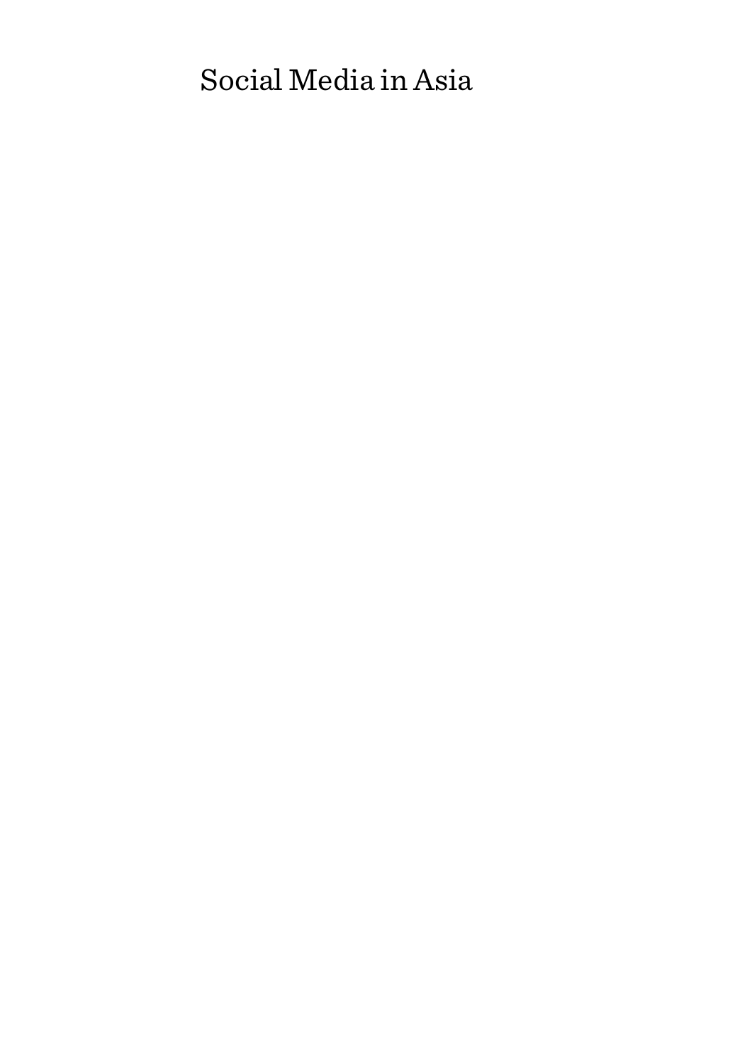# Social Media in Asia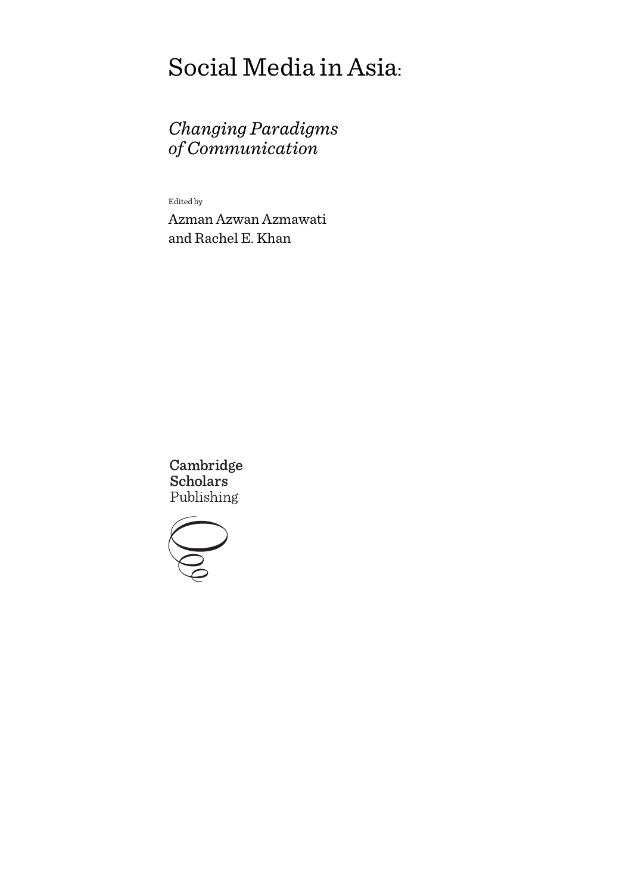# Social Media in Asia:

## *Changing Paradigms of Communication*

Edited by

Azman Azwan Azmawati and Rachel E. Khan

Cambridge Scholars Publishing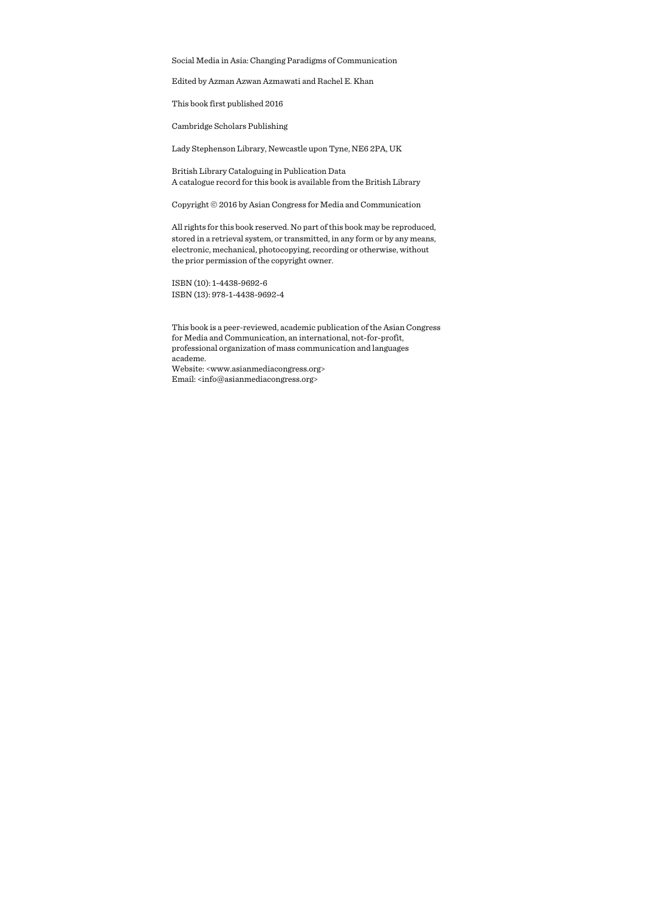Social Media in Asia: Changing Paradigms of Communication

Edited by Azman Azwan Azmawati and Rachel E. Khan

This book first published 2016

Cambridge Scholars Publishing

Lady Stephenson Library, Newcastle upon Tyne, NE6 2PA, UK

British Library Cataloguing in Publication Data
A catalogue record for this book is available from the British Library

Copyright © 2016 by Asian Congress for Media and Communication

All rights for this book reserved. No part of this book may be reproduced, stored in a retrieval system, or transmitted, in any form or by any means, electronic, mechanical, photocopying, recording or otherwise, without the prior permission of the copyright owner.

ISBN (10): 1-4438-9692-6
ISBN (13): 978-1-4438-9692-4

This book is a peer-reviewed, academic publication of the Asian Congress for Media and Communication, an international, not-for-profit, professional organization of mass communication and languages academe.
Website: <www.asianmediacongress.org>
Email: <info@asianmediacongress.org>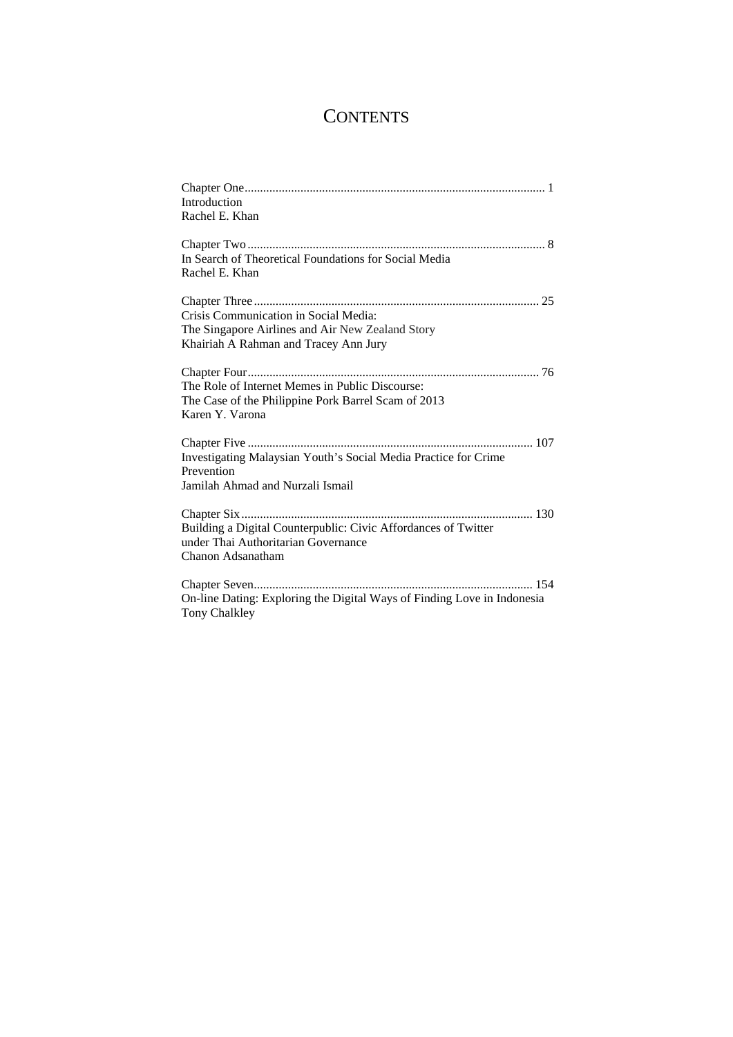# CONTENTS

Chapter One ............................................................................................... 1
Introduction
Rachel E. Khan

Chapter Two ............................................................................................... 8
In Search of Theoretical Foundations for Social Media
Rachel E. Khan

Chapter Three ........................................................................................... 25
Crisis Communication in Social Media:
The Singapore Airlines and Air New Zealand Story
Khairiah A Rahman and Tracey Ann Jury

Chapter Four ............................................................................................. 76
The Role of Internet Memes in Public Discourse:
The Case of the Philippine Pork Barrel Scam of 2013
Karen Y. Varona

Chapter Five ........................................................................................... 107
Investigating Malaysian Youth's Social Media Practice for Crime
Prevention
Jamilah Ahmad and Nurzali Ismail

Chapter Six ............................................................................................. 130
Building a Digital Counterpublic: Civic Affordances of Twitter
under Thai Authoritarian Governance
Chanon Adsanatham

Chapter Seven ......................................................................................... 154
On-line Dating: Exploring the Digital Ways of Finding Love in Indonesia
Tony Chalkley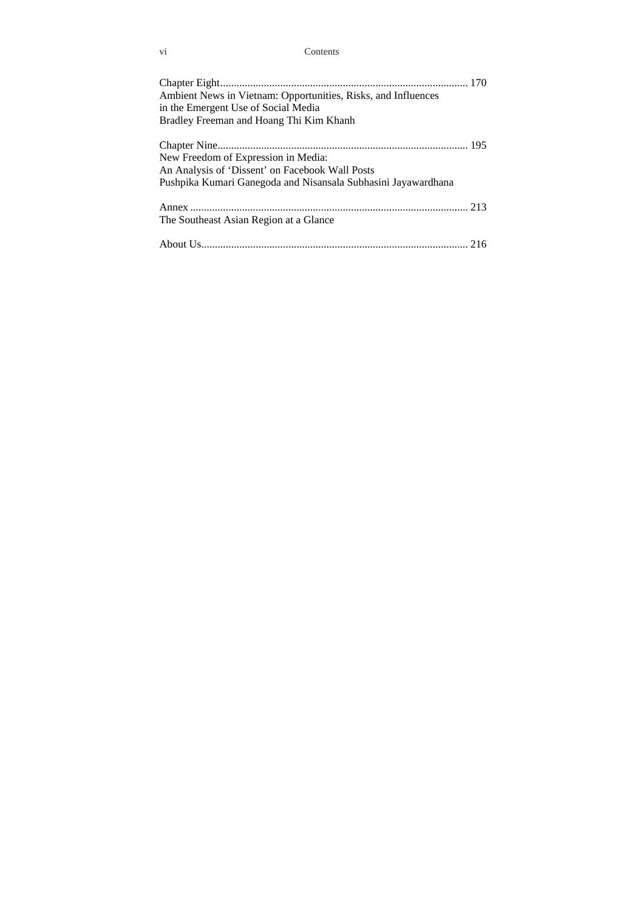Chapter Eight........................................................................................... 170
Ambient News in Vietnam: Opportunities, Risks, and Influences
in the Emergent Use of Social Media
Bradley Freeman and Hoang Thi Kim Khanh

Chapter Nine............................................................................................ 195
New Freedom of Expression in Media:
An Analysis of 'Dissent' on Facebook Wall Posts
Pushpika Kumari Ganegoda and Nisansala Subhasini Jayawardhana

Annex ...................................................................................................... 213
The Southeast Asian Region at a Glance

About Us.................................................................................................. 216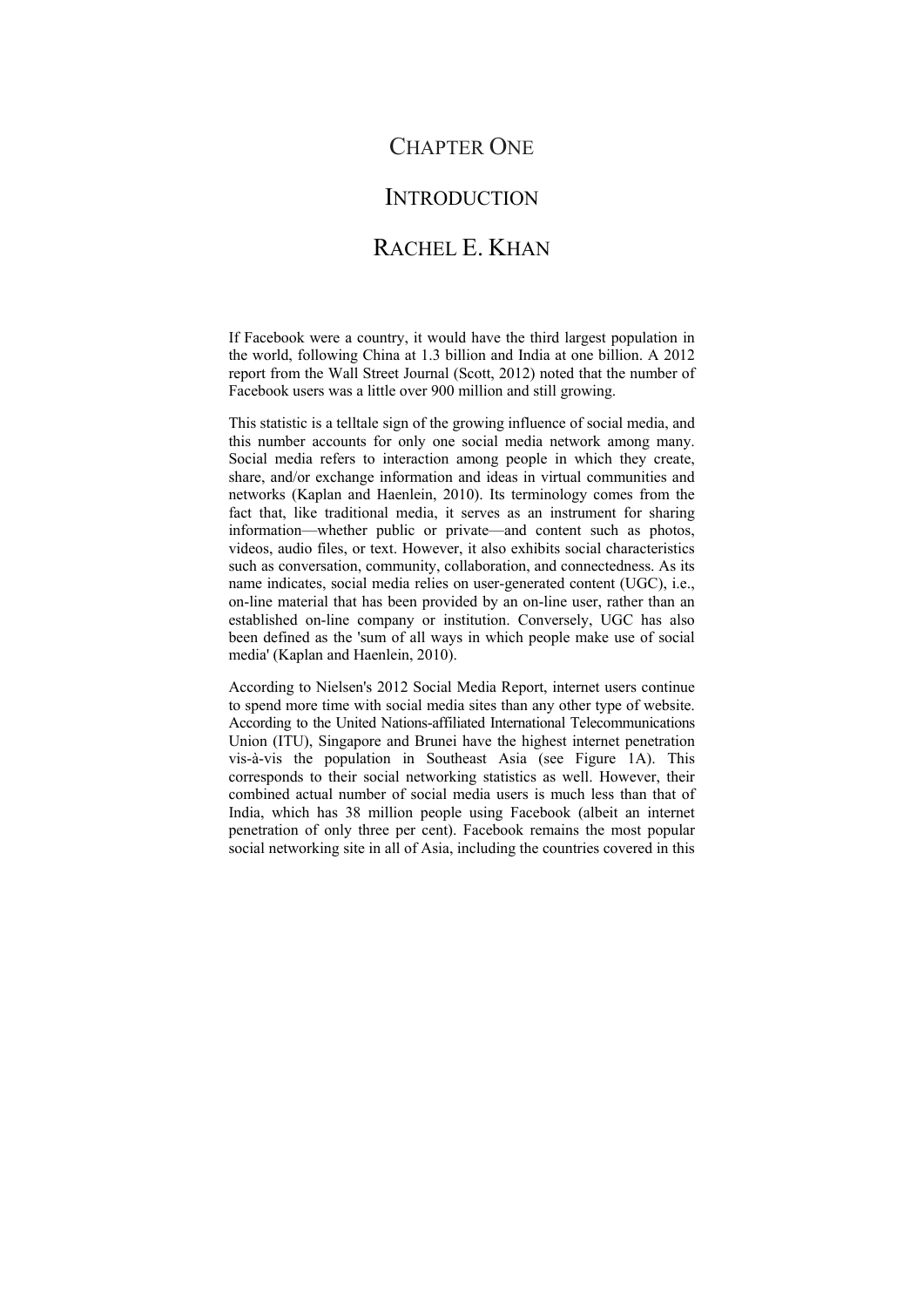# CHAPTER ONE

# INTRODUCTION

## RACHEL E. KHAN

If Facebook were a country, it would have the third largest population in the world, following China at 1.3 billion and India at one billion. A 2012 report from the Wall Street Journal (Scott, 2012) noted that the number of Facebook users was a little over 900 million and still growing.

This statistic is a telltale sign of the growing influence of social media, and this number accounts for only one social media network among many. Social media refers to interaction among people in which they create, share, and/or exchange information and ideas in virtual communities and networks (Kaplan and Haenlein, 2010). Its terminology comes from the fact that, like traditional media, it serves as an instrument for sharing information—whether public or private—and content such as photos, videos, audio files, or text. However, it also exhibits social characteristics such as conversation, community, collaboration, and connectedness. As its name indicates, social media relies on user-generated content (UGC), i.e., on-line material that has been provided by an on-line user, rather than an established on-line company or institution. Conversely, UGC has also been defined as the 'sum of all ways in which people make use of social media' (Kaplan and Haenlein, 2010).

According to Nielsen's 2012 Social Media Report, internet users continue to spend more time with social media sites than any other type of website. According to the United Nations-affiliated International Telecommunications Union (ITU), Singapore and Brunei have the highest internet penetration vis-à-vis the population in Southeast Asia (see Figure 1A). This corresponds to their social networking statistics as well. However, their combined actual number of social media users is much less than that of India, which has 38 million people using Facebook (albeit an internet penetration of only three per cent). Facebook remains the most popular social networking site in all of Asia, including the countries covered in this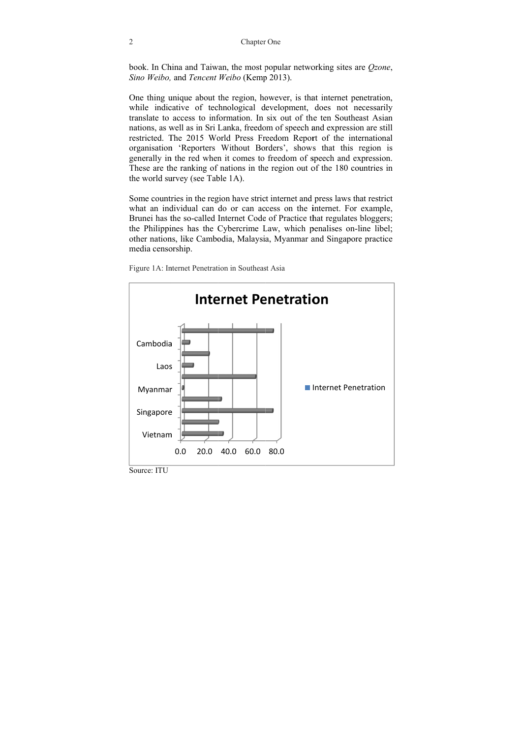book. In China and Taiwan, the most popular networking sites are *Qzone*, *Sino Weibo,* and *Tencent Weibo* (Kemp 2013).

One thing unique about the region, however, is that internet penetration, while indicative of technological development, does not necessarily translate to access to information. In six out of the ten Southeast Asian nations, as well as in Sri Lanka, freedom of speech and expression are still restricted. The 2015 World Press Freedom Report of the international organisation 'Reporters Without Borders', shows that this region is generally in the red when it comes to freedom of speech and expression. These are the ranking of nations in the region out of the 180 countries in the world survey (see Table 1A).

Some countries in the region have strict internet and press laws that restrict what an individual can do or can access on the internet. For example, Brunei has the so-called Internet Code of Practice that regulates bloggers; the Philippines has the Cybercrime Law, which penalises on-line libel; other nations, like Cambodia, Malaysia, Myanmar and Singapore practice media censorship.

Figure 1A: Internet Penetration in Southeast Asia

Source: ITU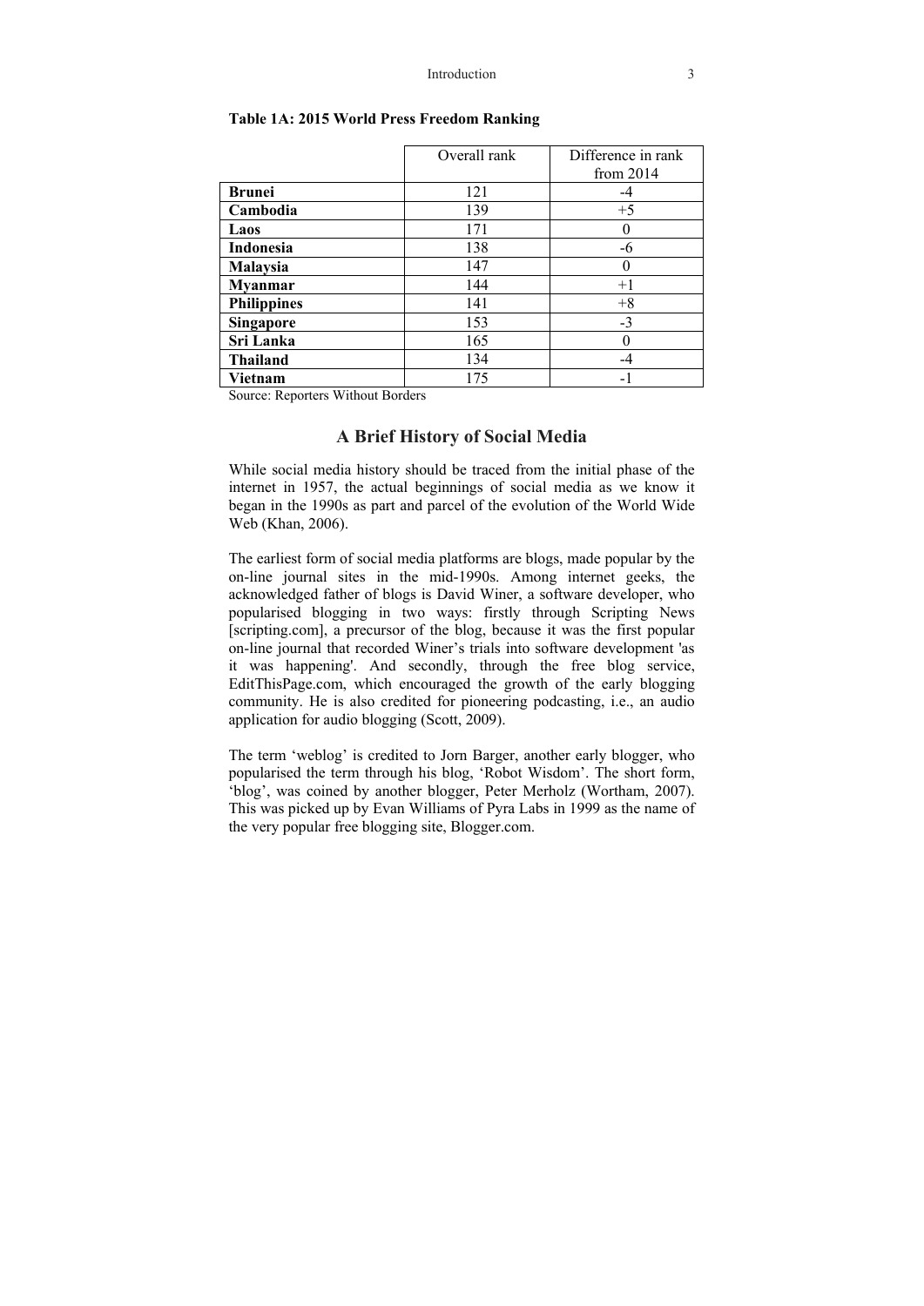**Table 1A: 2015 World Press Freedom Ranking**

| | Overall rank | Difference in rank from 2014 |
|---|---|---|
| **Brunei** | 121 | -4 |
| **Cambodia** | 139 | +5 |
| **Laos** | 171 | 0 |
| **Indonesia** | 138 | -6 |
| **Malaysia** | 147 | 0 |
| **Myanmar** | 144 | +1 |
| **Philippines** | 141 | +8 |
| **Singapore** | 153 | -3 |
| **Sri Lanka** | 165 | 0 |
| **Thailand** | 134 | -4 |
| **Vietnam** | 175 | -1 |

Source: Reporters Without Borders

## A Brief History of Social Media

While social media history should be traced from the initial phase of the internet in 1957, the actual beginnings of social media as we know it began in the 1990s as part and parcel of the evolution of the World Wide Web (Khan, 2006).

The earliest form of social media platforms are blogs, made popular by the on-line journal sites in the mid-1990s. Among internet geeks, the acknowledged father of blogs is David Winer, a software developer, who popularised blogging in two ways: firstly through Scripting News [scripting.com], a precursor of the blog, because it was the first popular on-line journal that recorded Winer's trials into software development 'as it was happening'. And secondly, through the free blog service, EditThisPage.com, which encouraged the growth of the early blogging community. He is also credited for pioneering podcasting, i.e., an audio application for audio blogging (Scott, 2009).

The term 'weblog' is credited to Jorn Barger, another early blogger, who popularised the term through his blog, 'Robot Wisdom'. The short form, 'blog', was coined by another blogger, Peter Merholz (Wortham, 2007). This was picked up by Evan Williams of Pyra Labs in 1999 as the name of the very popular free blogging site, Blogger.com.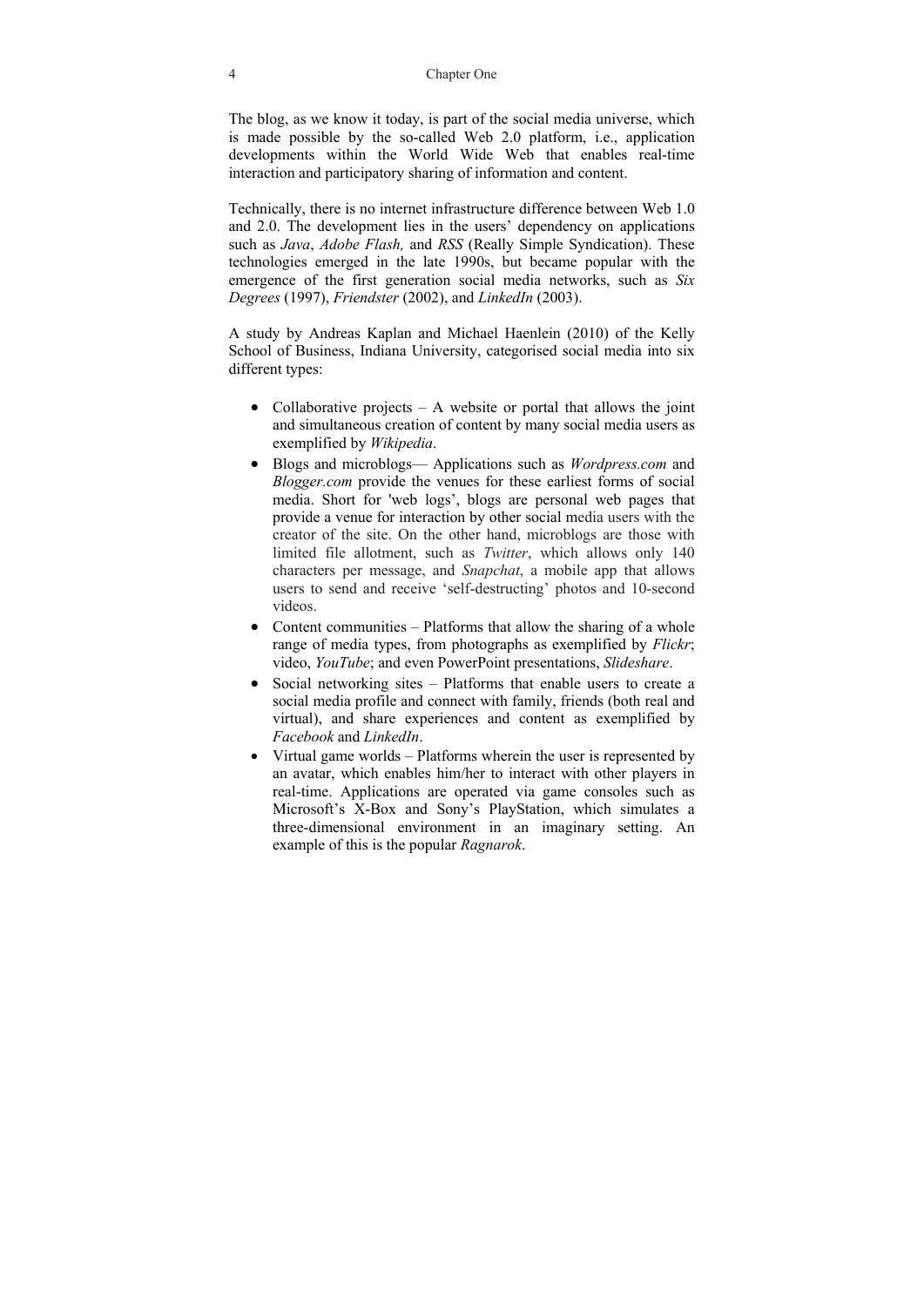The blog, as we know it today, is part of the social media universe, which is made possible by the so-called Web 2.0 platform, i.e., application developments within the World Wide Web that enables real-time interaction and participatory sharing of information and content.

Technically, there is no internet infrastructure difference between Web 1.0 and 2.0. The development lies in the users' dependency on applications such as *Java*, *Adobe Flash,* and *RSS* (Really Simple Syndication). These technologies emerged in the late 1990s, but became popular with the emergence of the first generation social media networks, such as *Six Degrees* (1997), *Friendster* (2002), and *LinkedIn* (2003).

A study by Andreas Kaplan and Michael Haenlein (2010) of the Kelly School of Business, Indiana University, categorised social media into six different types:

- Collaborative projects – A website or portal that allows the joint and simultaneous creation of content by many social media users as exemplified by *Wikipedia*.
- Blogs and microblogs— Applications such as *Wordpress.com* and *Blogger.com* provide the venues for these earliest forms of social media. Short for 'web logs', blogs are personal web pages that provide a venue for interaction by other social media users with the creator of the site. On the other hand, microblogs are those with limited file allotment, such as *Twitter*, which allows only 140 characters per message, and *Snapchat*, a mobile app that allows users to send and receive 'self-destructing' photos and 10-second videos.
- Content communities – Platforms that allow the sharing of a whole range of media types, from photographs as exemplified by *Flickr*; video, *YouTube*; and even PowerPoint presentations, *Slideshare*.
- Social networking sites – Platforms that enable users to create a social media profile and connect with family, friends (both real and virtual), and share experiences and content as exemplified by *Facebook* and *LinkedIn*.
- Virtual game worlds – Platforms wherein the user is represented by an avatar, which enables him/her to interact with other players in real-time. Applications are operated via game consoles such as Microsoft's X-Box and Sony's PlayStation, which simulates a three-dimensional environment in an imaginary setting. An example of this is the popular *Ragnarok*.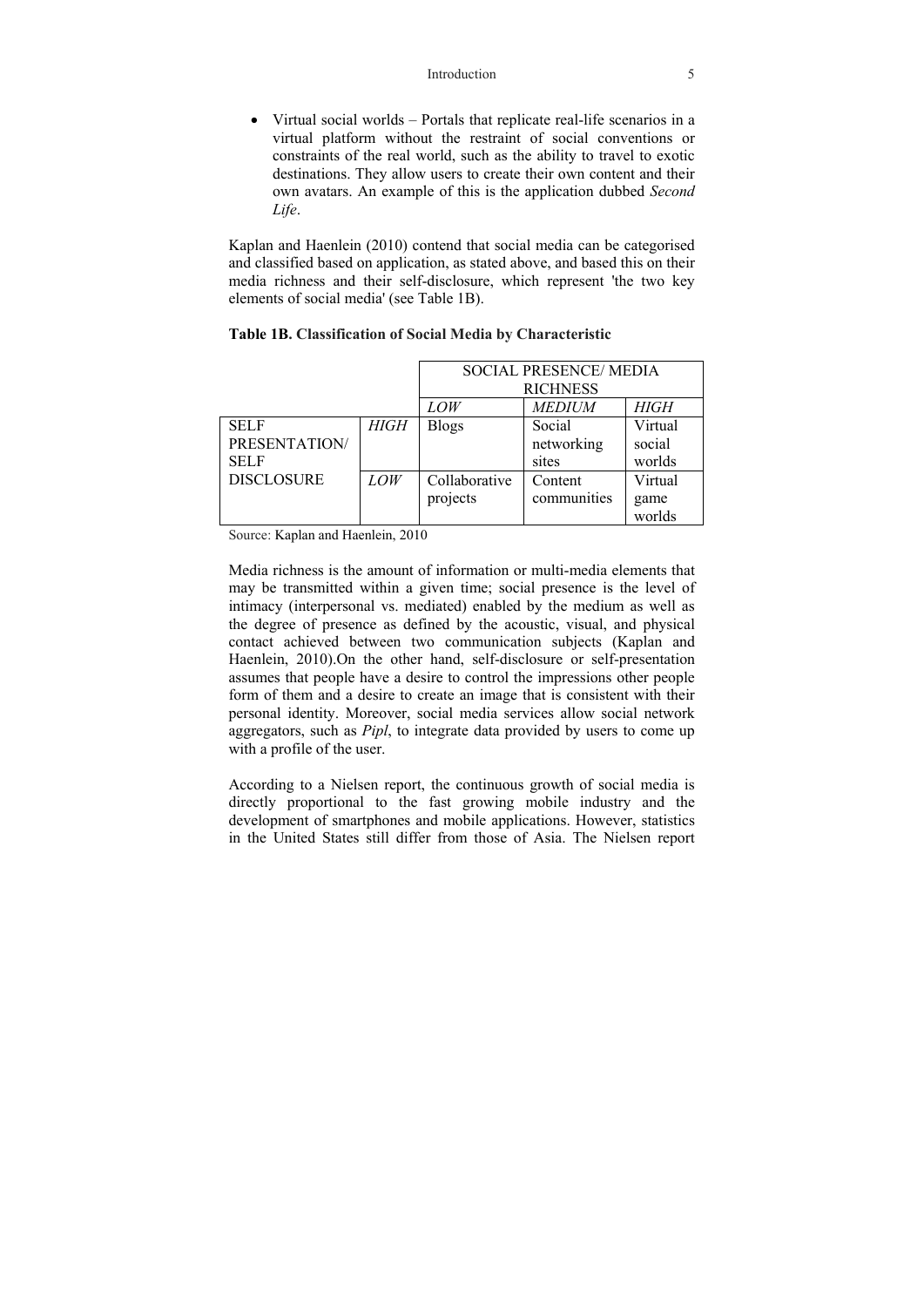- Virtual social worlds – Portals that replicate real-life scenarios in a virtual platform without the restraint of social conventions or constraints of the real world, such as the ability to travel to exotic destinations. They allow users to create their own content and their own avatars. An example of this is the application dubbed *Second Life*.

Kaplan and Haenlein (2010) contend that social media can be categorised and classified based on application, as stated above, and based this on their media richness and their self-disclosure, which represent 'the two key elements of social media' (see Table 1B).

**Table 1B. Classification of Social Media by Characteristic**

| | | SOCIAL PRESENCE/ MEDIA RICHNESS | | |
|---|---|---|---|---|
| | | *LOW* | *MEDIUM* | *HIGH* |
| SELF PRESENTATION/ SELF DISCLOSURE | *HIGH* | Blogs | Social networking sites | Virtual social worlds |
| | *LOW* | Collaborative projects | Content communities | Virtual game worlds |

Source: Kaplan and Haenlein, 2010

Media richness is the amount of information or multi-media elements that may be transmitted within a given time; social presence is the level of intimacy (interpersonal vs. mediated) enabled by the medium as well as the degree of presence as defined by the acoustic, visual, and physical contact achieved between two communication subjects (Kaplan and Haenlein, 2010).On the other hand, self-disclosure or self-presentation assumes that people have a desire to control the impressions other people form of them and a desire to create an image that is consistent with their personal identity. Moreover, social media services allow social network aggregators, such as *Pipl*, to integrate data provided by users to come up with a profile of the user.

According to a Nielsen report, the continuous growth of social media is directly proportional to the fast growing mobile industry and the development of smartphones and mobile applications. However, statistics in the United States still differ from those of Asia. The Nielsen report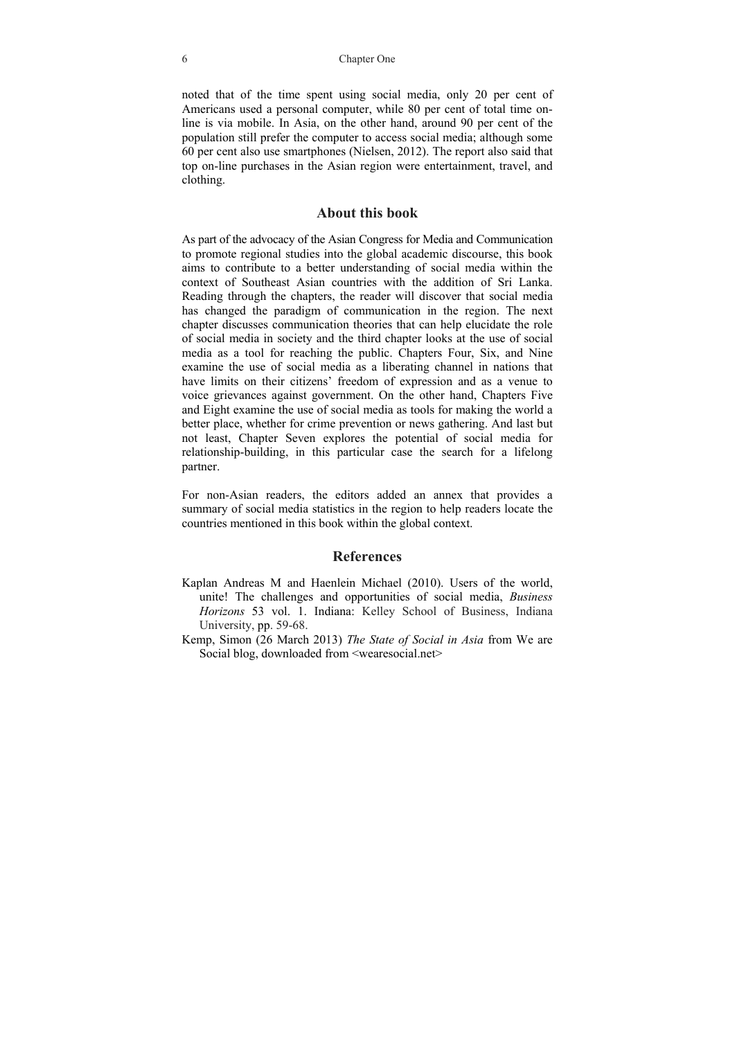noted that of the time spent using social media, only 20 per cent of Americans used a personal computer, while 80 per cent of total time on-line is via mobile. In Asia, on the other hand, around 90 per cent of the population still prefer the computer to access social media; although some 60 per cent also use smartphones (Nielsen, 2012). The report also said that top on-line purchases in the Asian region were entertainment, travel, and clothing.

## About this book

As part of the advocacy of the Asian Congress for Media and Communication to promote regional studies into the global academic discourse, this book aims to contribute to a better understanding of social media within the context of Southeast Asian countries with the addition of Sri Lanka. Reading through the chapters, the reader will discover that social media has changed the paradigm of communication in the region. The next chapter discusses communication theories that can help elucidate the role of social media in society and the third chapter looks at the use of social media as a tool for reaching the public. Chapters Four, Six, and Nine examine the use of social media as a liberating channel in nations that have limits on their citizens' freedom of expression and as a venue to voice grievances against government. On the other hand, Chapters Five and Eight examine the use of social media as tools for making the world a better place, whether for crime prevention or news gathering. And last but not least, Chapter Seven explores the potential of social media for relationship-building, in this particular case the search for a lifelong partner.

For non-Asian readers, the editors added an annex that provides a summary of social media statistics in the region to help readers locate the countries mentioned in this book within the global context.

## References

Kaplan Andreas M and Haenlein Michael (2010). Users of the world, unite! The challenges and opportunities of social media, *Business Horizons* 53 vol. 1. Indiana: Kelley School of Business, Indiana University, pp. 59-68.

Kemp, Simon (26 March 2013) *The State of Social in Asia* from We are Social blog, downloaded from <wearesocial.net>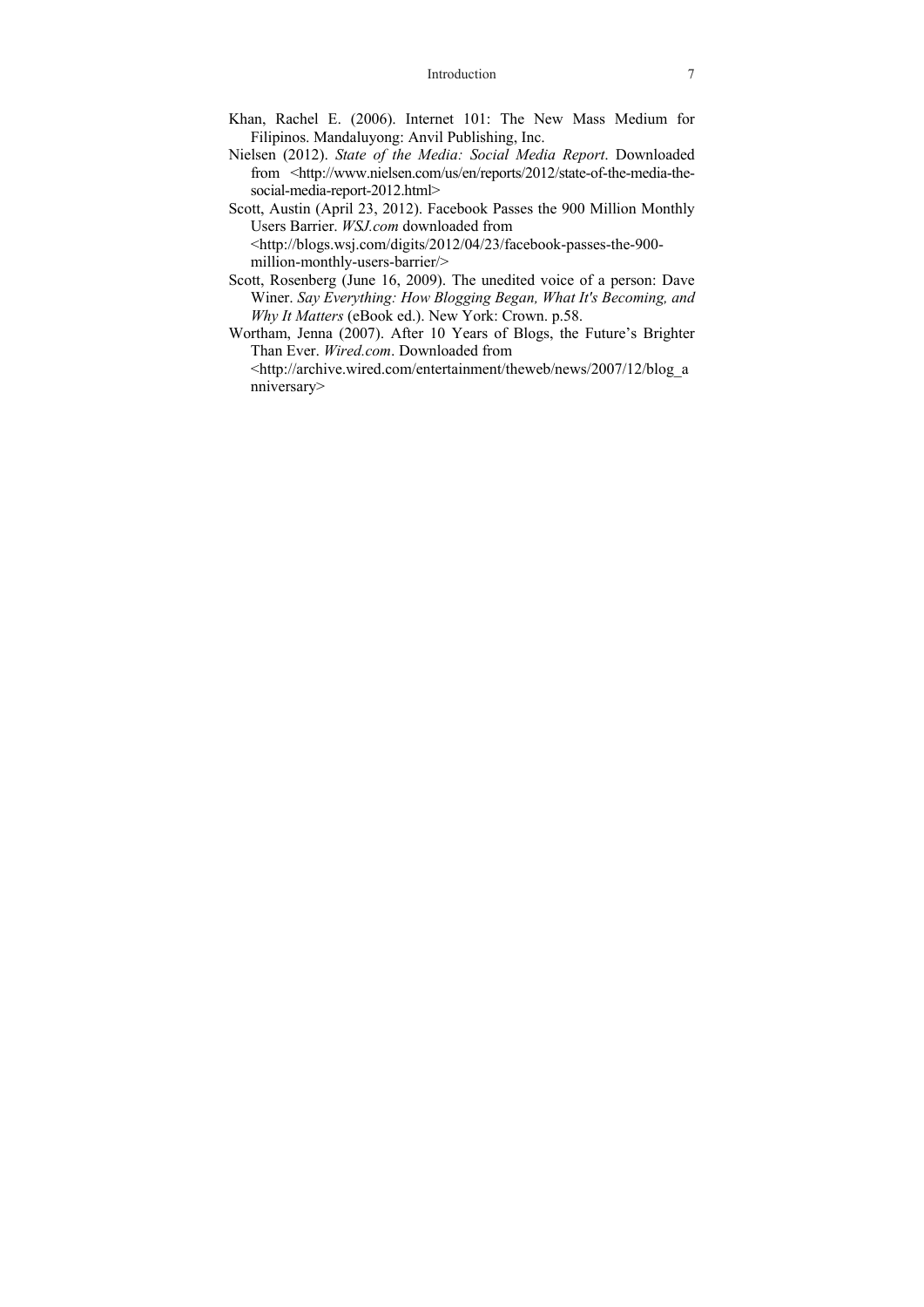Khan, Rachel E. (2006). Internet 101: The New Mass Medium for Filipinos. Mandaluyong: Anvil Publishing, Inc.

Nielsen (2012). *State of the Media: Social Media Report*. Downloaded from <http://www.nielsen.com/us/en/reports/2012/state-of-the-media-the-social-media-report-2012.html>

Scott, Austin (April 23, 2012). Facebook Passes the 900 Million Monthly Users Barrier. *WSJ.com* downloaded from <http://blogs.wsj.com/digits/2012/04/23/facebook-passes-the-900-million-monthly-users-barrier/>

Scott, Rosenberg (June 16, 2009). The unedited voice of a person: Dave Winer. *Say Everything: How Blogging Began, What It's Becoming, and Why It Matters* (eBook ed.). New York: Crown. p.58.

Wortham, Jenna (2007). After 10 Years of Blogs, the Future's Brighter Than Ever. *Wired.com*. Downloaded from <http://archive.wired.com/entertainment/theweb/news/2007/12/blog_anniversary>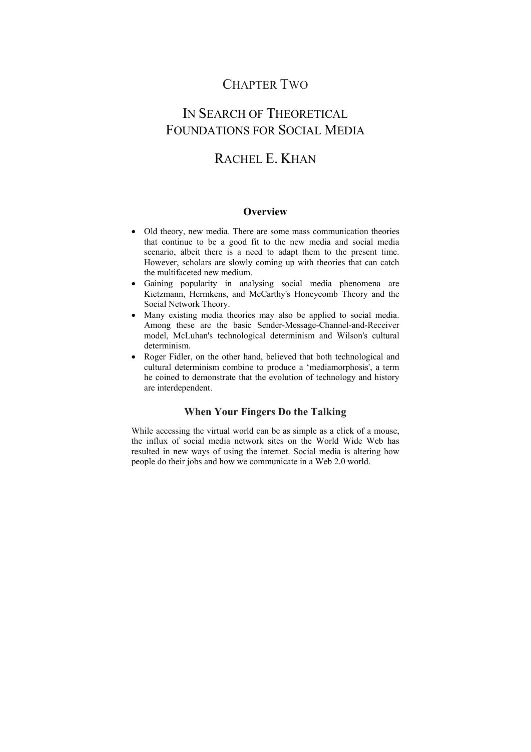# CHAPTER TWO

# IN SEARCH OF THEORETICAL FOUNDATIONS FOR SOCIAL MEDIA

## RACHEL E. KHAN

### Overview

- Old theory, new media. There are some mass communication theories that continue to be a good fit to the new media and social media scenario, albeit there is a need to adapt them to the present time. However, scholars are slowly coming up with theories that can catch the multifaceted new medium.
- Gaining popularity in analysing social media phenomena are Kietzmann, Hermkens, and McCarthy's Honeycomb Theory and the Social Network Theory.
- Many existing media theories may also be applied to social media. Among these are the basic Sender-Message-Channel-and-Receiver model, McLuhan's technological determinism and Wilson's cultural determinism.
- Roger Fidler, on the other hand, believed that both technological and cultural determinism combine to produce a 'mediamorphosis', a term he coined to demonstrate that the evolution of technology and history are interdependent.

### When Your Fingers Do the Talking

While accessing the virtual world can be as simple as a click of a mouse, the influx of social media network sites on the World Wide Web has resulted in new ways of using the internet. Social media is altering how people do their jobs and how we communicate in a Web 2.0 world.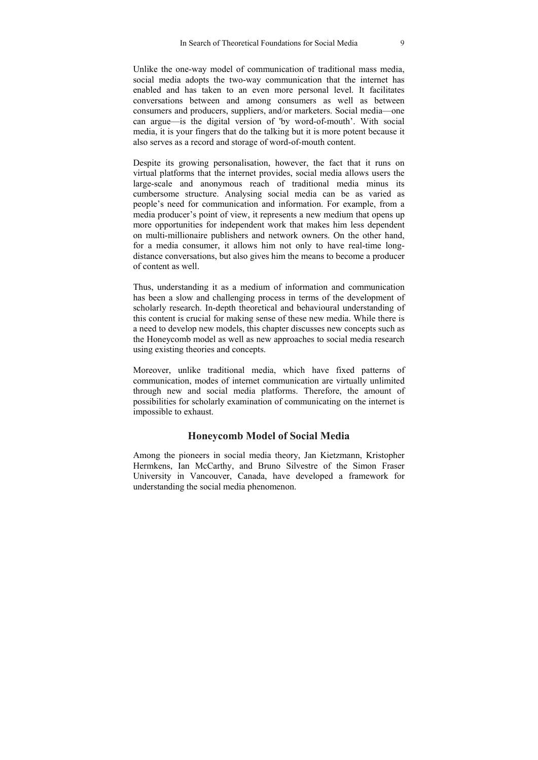Unlike the one-way model of communication of traditional mass media, social media adopts the two-way communication that the internet has enabled and has taken to an even more personal level. It facilitates conversations between and among consumers as well as between consumers and producers, suppliers, and/or marketers. Social media—one can argue—is the digital version of 'by word-of-mouth'. With social media, it is your fingers that do the talking but it is more potent because it also serves as a record and storage of word-of-mouth content.

Despite its growing personalisation, however, the fact that it runs on virtual platforms that the internet provides, social media allows users the large-scale and anonymous reach of traditional media minus its cumbersome structure. Analysing social media can be as varied as people's need for communication and information. For example, from a media producer's point of view, it represents a new medium that opens up more opportunities for independent work that makes him less dependent on multi-millionaire publishers and network owners. On the other hand, for a media consumer, it allows him not only to have real-time long-distance conversations, but also gives him the means to become a producer of content as well.

Thus, understanding it as a medium of information and communication has been a slow and challenging process in terms of the development of scholarly research. In-depth theoretical and behavioural understanding of this content is crucial for making sense of these new media. While there is a need to develop new models, this chapter discusses new concepts such as the Honeycomb model as well as new approaches to social media research using existing theories and concepts.

Moreover, unlike traditional media, which have fixed patterns of communication, modes of internet communication are virtually unlimited through new and social media platforms. Therefore, the amount of possibilities for scholarly examination of communicating on the internet is impossible to exhaust.

## Honeycomb Model of Social Media

Among the pioneers in social media theory, Jan Kietzmann, Kristopher Hermkens, Ian McCarthy, and Bruno Silvestre of the Simon Fraser University in Vancouver, Canada, have developed a framework for understanding the social media phenomenon.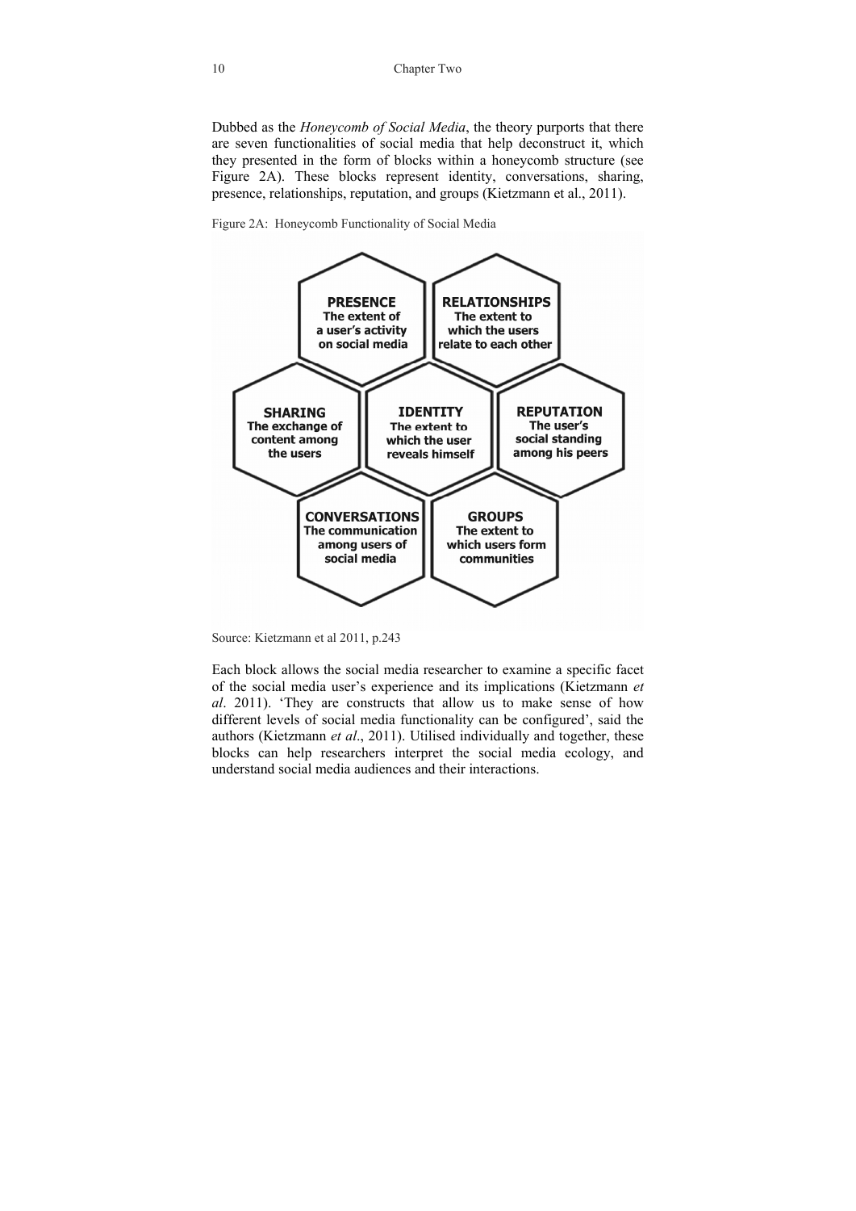Dubbed as the *Honeycomb of Social Media*, the theory purports that there are seven functionalities of social media that help deconstruct it, which they presented in the form of blocks within a honeycomb structure (see Figure 2A). These blocks represent identity, conversations, sharing, presence, relationships, reputation, and groups (Kietzmann et al., 2011).

Figure 2A: Honeycomb Functionality of Social Media

**PRESENCE** The extent of a user's activity on social media

**RELATIONSHIPS** The extent to which the users relate to each other

**SHARING** The exchange of content among the users

**IDENTITY** The extent to which the user reveals himself

**REPUTATION** The user's social standing among his peers

**CONVERSATIONS** The communication among users of social media

**GROUPS** The extent to which users form communities

Source: Kietzmann et al 2011, p.243

Each block allows the social media researcher to examine a specific facet of the social media user's experience and its implications (Kietzmann *et al*. 2011). 'They are constructs that allow us to make sense of how different levels of social media functionality can be configured', said the authors (Kietzmann *et al*., 2011). Utilised individually and together, these blocks can help researchers interpret the social media ecology, and understand social media audiences and their interactions.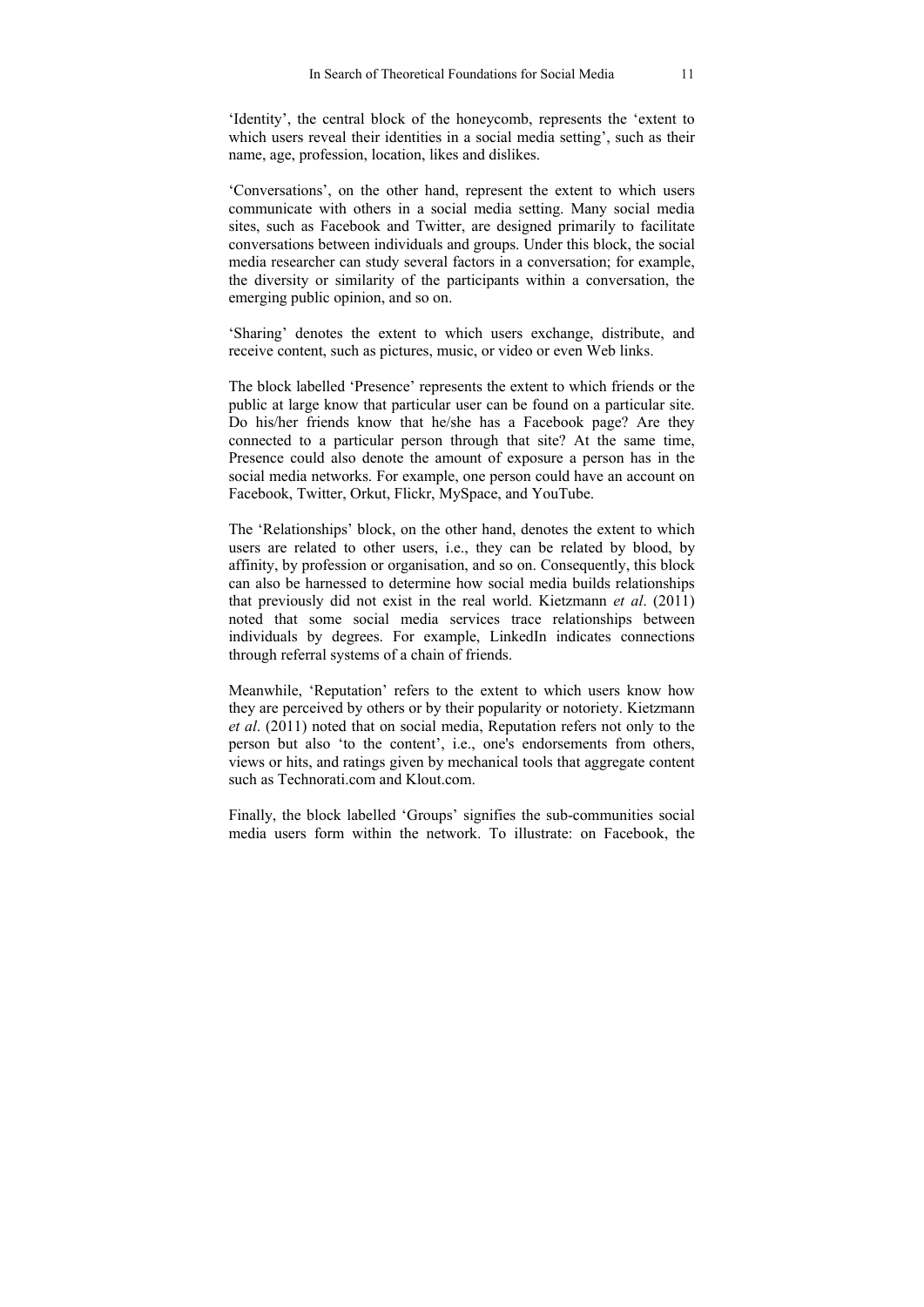'Identity', the central block of the honeycomb, represents the 'extent to which users reveal their identities in a social media setting', such as their name, age, profession, location, likes and dislikes.

'Conversations', on the other hand, represent the extent to which users communicate with others in a social media setting. Many social media sites, such as Facebook and Twitter, are designed primarily to facilitate conversations between individuals and groups. Under this block, the social media researcher can study several factors in a conversation; for example, the diversity or similarity of the participants within a conversation, the emerging public opinion, and so on.

'Sharing' denotes the extent to which users exchange, distribute, and receive content, such as pictures, music, or video or even Web links.

The block labelled 'Presence' represents the extent to which friends or the public at large know that particular user can be found on a particular site. Do his/her friends know that he/she has a Facebook page? Are they connected to a particular person through that site? At the same time, Presence could also denote the amount of exposure a person has in the social media networks. For example, one person could have an account on Facebook, Twitter, Orkut, Flickr, MySpace, and YouTube.

The 'Relationships' block, on the other hand, denotes the extent to which users are related to other users, i.e., they can be related by blood, by affinity, by profession or organisation, and so on. Consequently, this block can also be harnessed to determine how social media builds relationships that previously did not exist in the real world. Kietzmann *et al*. (2011) noted that some social media services trace relationships between individuals by degrees. For example, LinkedIn indicates connections through referral systems of a chain of friends.

Meanwhile, 'Reputation' refers to the extent to which users know how they are perceived by others or by their popularity or notoriety. Kietzmann *et al*. (2011) noted that on social media, Reputation refers not only to the person but also 'to the content', i.e., one's endorsements from others, views or hits, and ratings given by mechanical tools that aggregate content such as Technorati.com and Klout.com.

Finally, the block labelled 'Groups' signifies the sub-communities social media users form within the network. To illustrate: on Facebook, the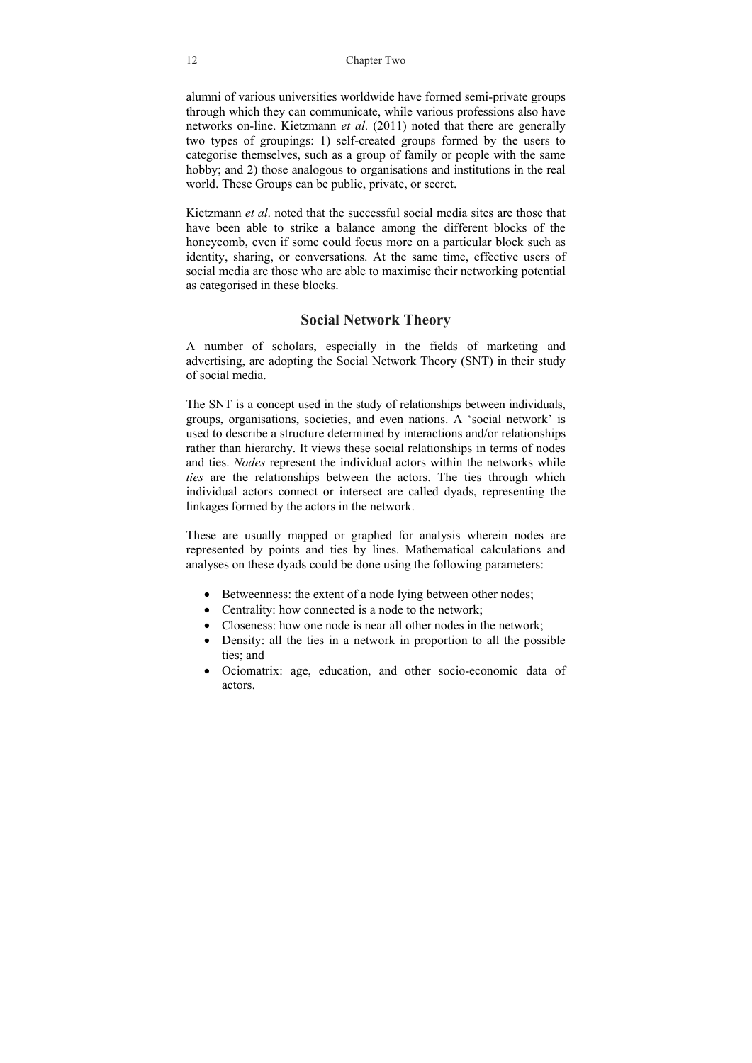alumni of various universities worldwide have formed semi-private groups through which they can communicate, while various professions also have networks on-line. Kietzmann *et al*. (2011) noted that there are generally two types of groupings: 1) self-created groups formed by the users to categorise themselves, such as a group of family or people with the same hobby; and 2) those analogous to organisations and institutions in the real world. These Groups can be public, private, or secret.

Kietzmann *et al*. noted that the successful social media sites are those that have been able to strike a balance among the different blocks of the honeycomb, even if some could focus more on a particular block such as identity, sharing, or conversations. At the same time, effective users of social media are those who are able to maximise their networking potential as categorised in these blocks.

## Social Network Theory

A number of scholars, especially in the fields of marketing and advertising, are adopting the Social Network Theory (SNT) in their study of social media.

The SNT is a concept used in the study of relationships between individuals, groups, organisations, societies, and even nations. A 'social network' is used to describe a structure determined by interactions and/or relationships rather than hierarchy. It views these social relationships in terms of nodes and ties. *Nodes* represent the individual actors within the networks while *ties* are the relationships between the actors. The ties through which individual actors connect or intersect are called dyads, representing the linkages formed by the actors in the network.

These are usually mapped or graphed for analysis wherein nodes are represented by points and ties by lines. Mathematical calculations and analyses on these dyads could be done using the following parameters:

- Betweenness: the extent of a node lying between other nodes;
- Centrality: how connected is a node to the network;
- Closeness: how one node is near all other nodes in the network;
- Density: all the ties in a network in proportion to all the possible ties; and
- Ociomatrix: age, education, and other socio-economic data of actors.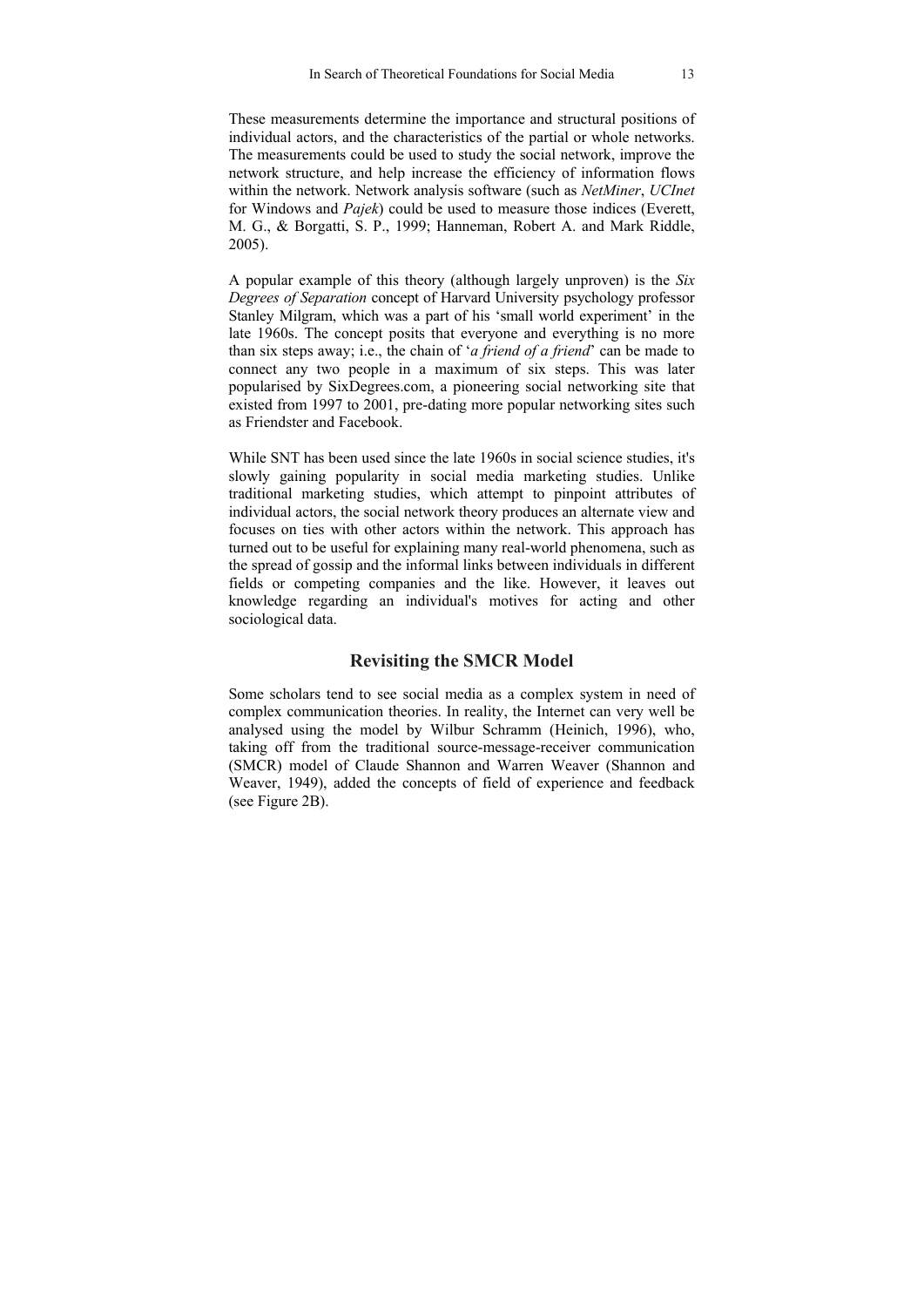These measurements determine the importance and structural positions of individual actors, and the characteristics of the partial or whole networks. The measurements could be used to study the social network, improve the network structure, and help increase the efficiency of information flows within the network. Network analysis software (such as *NetMiner*, *UCInet* for Windows and *Pajek*) could be used to measure those indices (Everett, M. G., & Borgatti, S. P., 1999; Hanneman, Robert A. and Mark Riddle, 2005).

A popular example of this theory (although largely unproven) is the *Six Degrees of Separation* concept of Harvard University psychology professor Stanley Milgram, which was a part of his 'small world experiment' in the late 1960s. The concept posits that everyone and everything is no more than six steps away; i.e., the chain of '*a friend of a friend*' can be made to connect any two people in a maximum of six steps. This was later popularised by SixDegrees.com, a pioneering social networking site that existed from 1997 to 2001, pre-dating more popular networking sites such as Friendster and Facebook.

While SNT has been used since the late 1960s in social science studies, it's slowly gaining popularity in social media marketing studies. Unlike traditional marketing studies, which attempt to pinpoint attributes of individual actors, the social network theory produces an alternate view and focuses on ties with other actors within the network. This approach has turned out to be useful for explaining many real-world phenomena, such as the spread of gossip and the informal links between individuals in different fields or competing companies and the like. However, it leaves out knowledge regarding an individual's motives for acting and other sociological data.

## Revisiting the SMCR Model

Some scholars tend to see social media as a complex system in need of complex communication theories. In reality, the Internet can very well be analysed using the model by Wilbur Schramm (Heinich, 1996), who, taking off from the traditional source-message-receiver communication (SMCR) model of Claude Shannon and Warren Weaver (Shannon and Weaver, 1949), added the concepts of field of experience and feedback (see Figure 2B).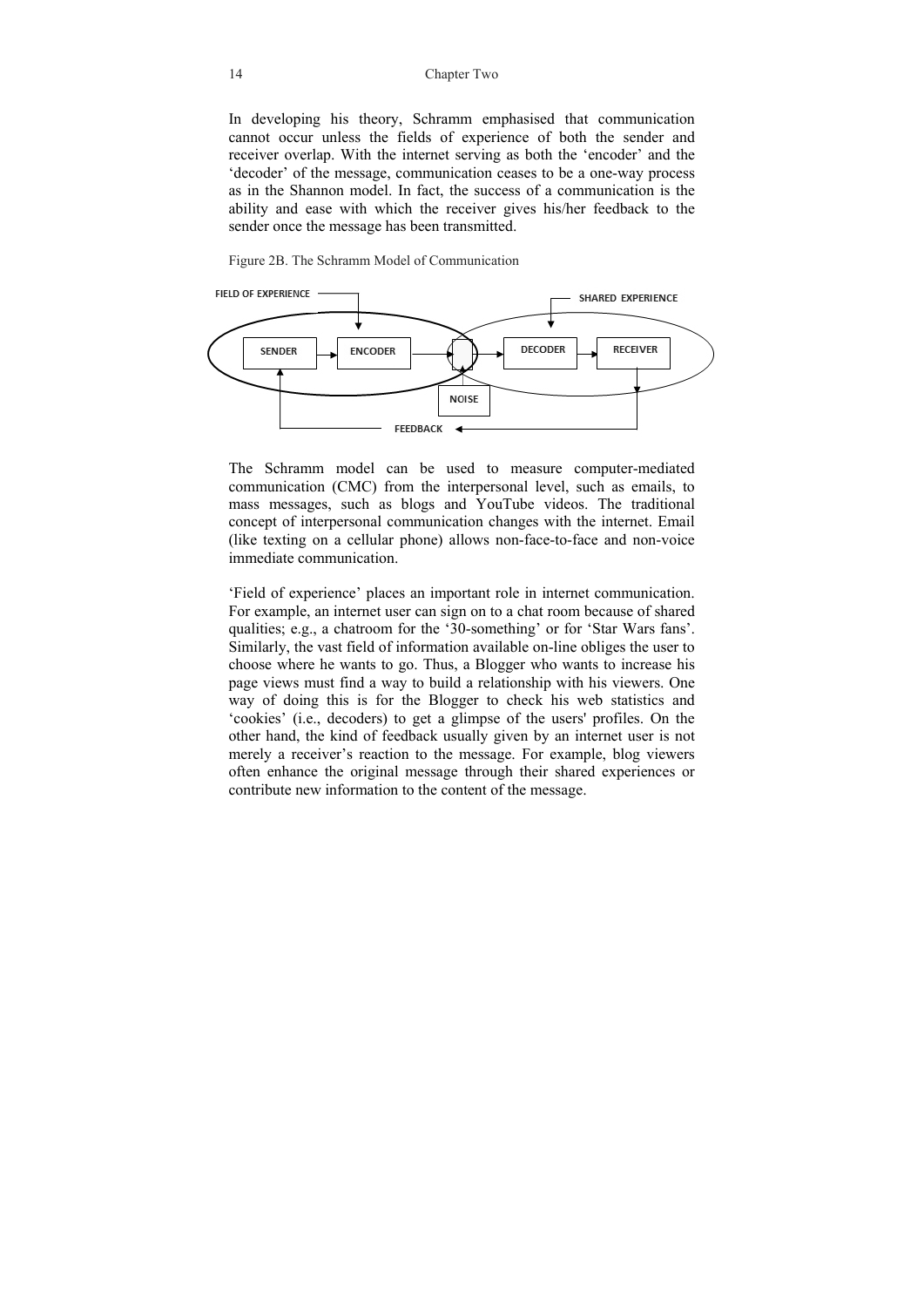In developing his theory, Schramm emphasised that communication cannot occur unless the fields of experience of both the sender and receiver overlap. With the internet serving as both the 'encoder' and the 'decoder' of the message, communication ceases to be a one-way process as in the Shannon model. In fact, the success of a communication is the ability and ease with which the receiver gives his/her feedback to the sender once the message has been transmitted.

Figure 2B. The Schramm Model of Communication

FIELD OF EXPERIENCE

SHARED EXPERIENCE

SENDER → ENCODER → [ ] → DECODER → RECEIVER

NOISE

FEEDBACK

The Schramm model can be used to measure computer-mediated communication (CMC) from the interpersonal level, such as emails, to mass messages, such as blogs and YouTube videos. The traditional concept of interpersonal communication changes with the internet. Email (like texting on a cellular phone) allows non-face-to-face and non-voice immediate communication.

'Field of experience' places an important role in internet communication. For example, an internet user can sign on to a chat room because of shared qualities; e.g., a chatroom for the '30-something' or for 'Star Wars fans'. Similarly, the vast field of information available on-line obliges the user to choose where he wants to go. Thus, a Blogger who wants to increase his page views must find a way to build a relationship with his viewers. One way of doing this is for the Blogger to check his web statistics and 'cookies' (i.e., decoders) to get a glimpse of the users' profiles. On the other hand, the kind of feedback usually given by an internet user is not merely a receiver's reaction to the message. For example, blog viewers often enhance the original message through their shared experiences or contribute new information to the content of the message.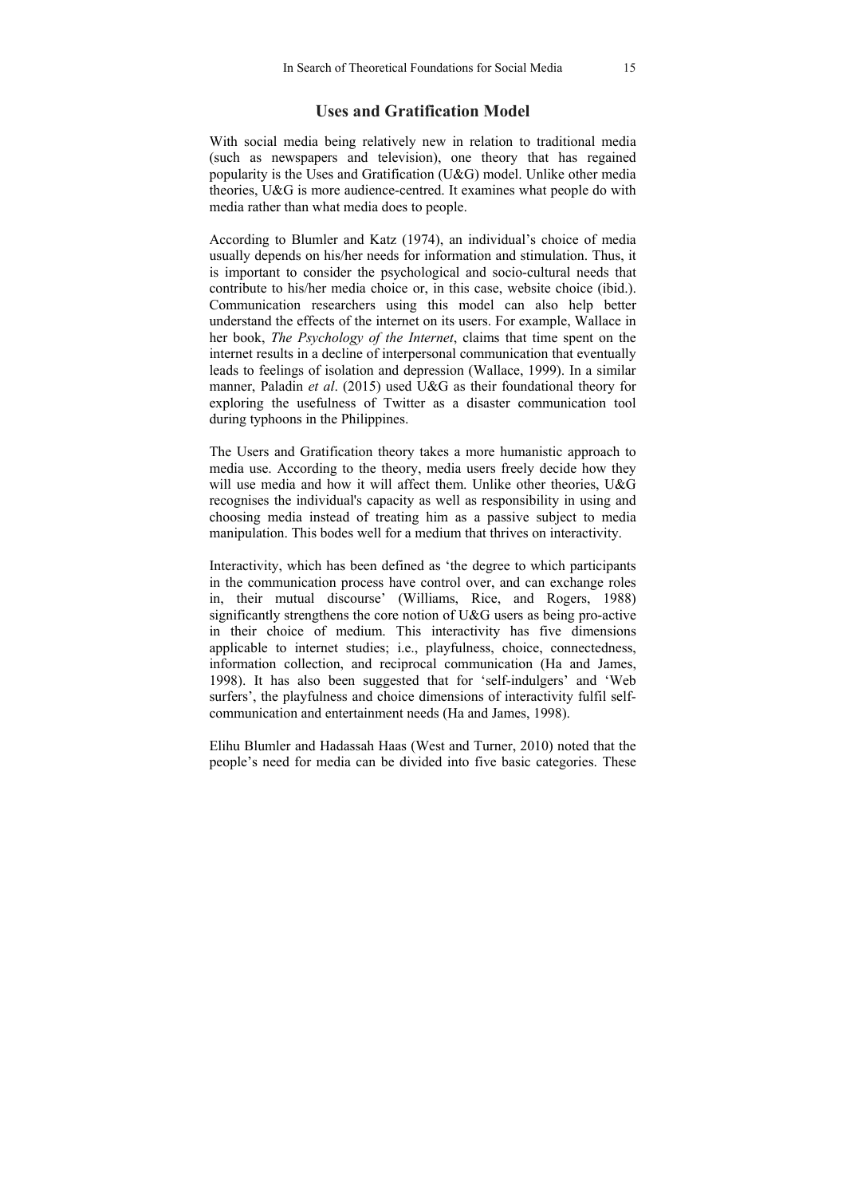## Uses and Gratification Model

With social media being relatively new in relation to traditional media (such as newspapers and television), one theory that has regained popularity is the Uses and Gratification (U&G) model. Unlike other media theories, U&G is more audience-centred. It examines what people do with media rather than what media does to people.

According to Blumler and Katz (1974), an individual's choice of media usually depends on his/her needs for information and stimulation. Thus, it is important to consider the psychological and socio-cultural needs that contribute to his/her media choice or, in this case, website choice (ibid.). Communication researchers using this model can also help better understand the effects of the internet on its users. For example, Wallace in her book, *The Psychology of the Internet*, claims that time spent on the internet results in a decline of interpersonal communication that eventually leads to feelings of isolation and depression (Wallace, 1999). In a similar manner, Paladin *et al*. (2015) used U&G as their foundational theory for exploring the usefulness of Twitter as a disaster communication tool during typhoons in the Philippines.

The Users and Gratification theory takes a more humanistic approach to media use. According to the theory, media users freely decide how they will use media and how it will affect them. Unlike other theories, U&G recognises the individual's capacity as well as responsibility in using and choosing media instead of treating him as a passive subject to media manipulation. This bodes well for a medium that thrives on interactivity.

Interactivity, which has been defined as 'the degree to which participants in the communication process have control over, and can exchange roles in, their mutual discourse' (Williams, Rice, and Rogers, 1988) significantly strengthens the core notion of U&G users as being pro-active in their choice of medium. This interactivity has five dimensions applicable to internet studies; i.e., playfulness, choice, connectedness, information collection, and reciprocal communication (Ha and James, 1998). It has also been suggested that for 'self-indulgers' and 'Web surfers', the playfulness and choice dimensions of interactivity fulfil self-communication and entertainment needs (Ha and James, 1998).

Elihu Blumler and Hadassah Haas (West and Turner, 2010) noted that the people's need for media can be divided into five basic categories. These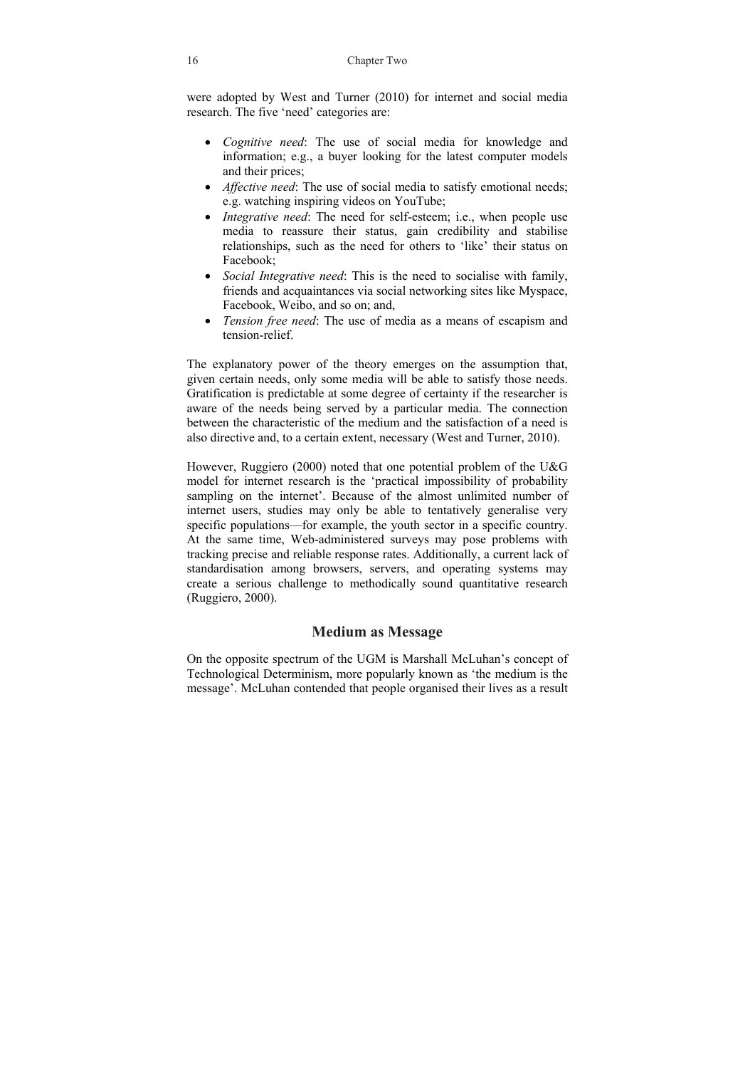were adopted by West and Turner (2010) for internet and social media research. The five 'need' categories are:

- *Cognitive need*: The use of social media for knowledge and information; e.g., a buyer looking for the latest computer models and their prices;
- *Affective need*: The use of social media to satisfy emotional needs; e.g. watching inspiring videos on YouTube;
- *Integrative need*: The need for self-esteem; i.e., when people use media to reassure their status, gain credibility and stabilise relationships, such as the need for others to 'like' their status on Facebook;
- *Social Integrative need*: This is the need to socialise with family, friends and acquaintances via social networking sites like Myspace, Facebook, Weibo, and so on; and,
- *Tension free need*: The use of media as a means of escapism and tension-relief.

The explanatory power of the theory emerges on the assumption that, given certain needs, only some media will be able to satisfy those needs. Gratification is predictable at some degree of certainty if the researcher is aware of the needs being served by a particular media. The connection between the characteristic of the medium and the satisfaction of a need is also directive and, to a certain extent, necessary (West and Turner, 2010).

However, Ruggiero (2000) noted that one potential problem of the U&G model for internet research is the 'practical impossibility of probability sampling on the internet'. Because of the almost unlimited number of internet users, studies may only be able to tentatively generalise very specific populations—for example, the youth sector in a specific country. At the same time, Web-administered surveys may pose problems with tracking precise and reliable response rates. Additionally, a current lack of standardisation among browsers, servers, and operating systems may create a serious challenge to methodically sound quantitative research (Ruggiero, 2000).

## Medium as Message

On the opposite spectrum of the UGM is Marshall McLuhan's concept of Technological Determinism, more popularly known as 'the medium is the message'. McLuhan contended that people organised their lives as a result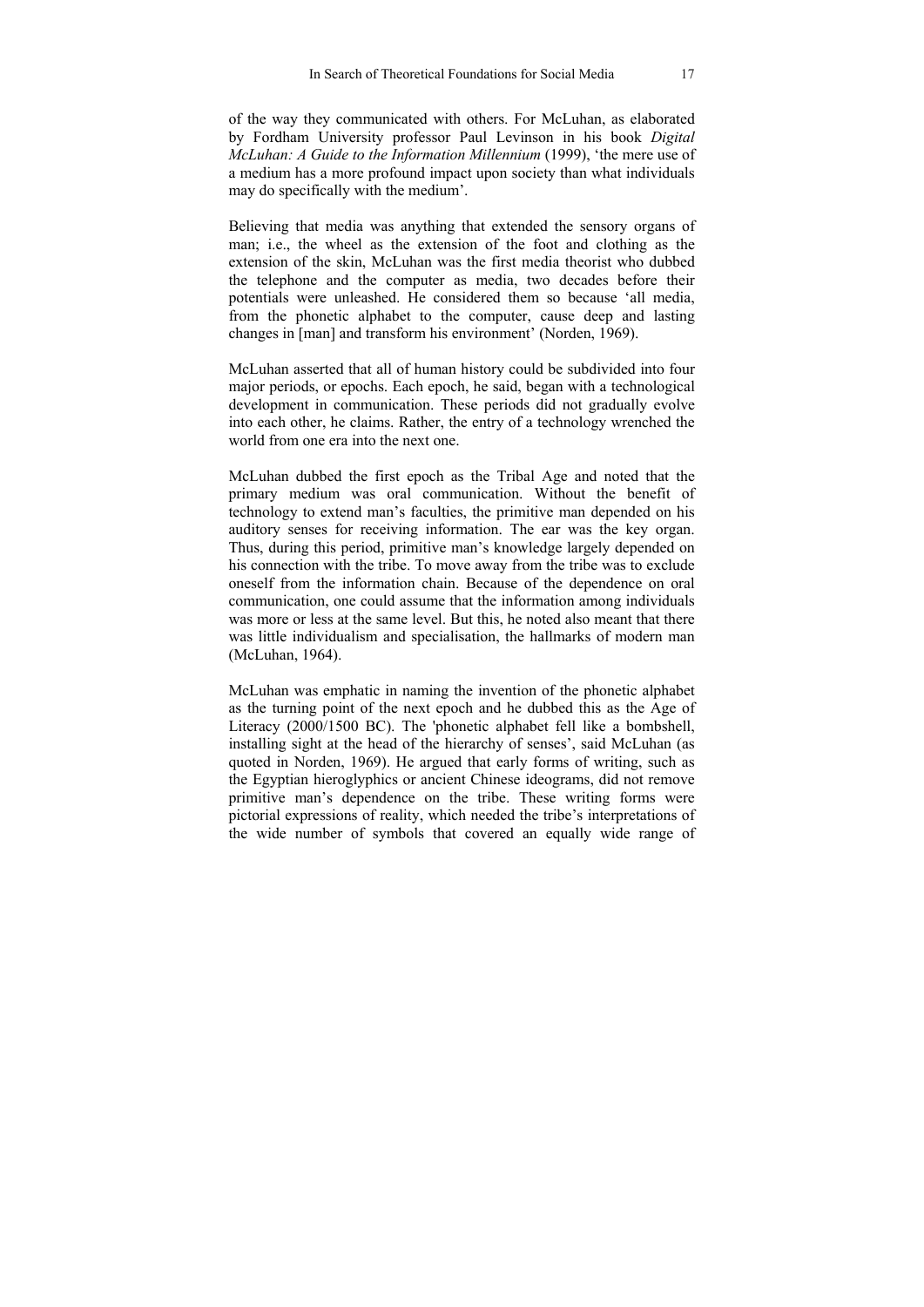of the way they communicated with others. For McLuhan, as elaborated by Fordham University professor Paul Levinson in his book *Digital McLuhan: A Guide to the Information Millennium* (1999), 'the mere use of a medium has a more profound impact upon society than what individuals may do specifically with the medium'.

Believing that media was anything that extended the sensory organs of man; i.e., the wheel as the extension of the foot and clothing as the extension of the skin, McLuhan was the first media theorist who dubbed the telephone and the computer as media, two decades before their potentials were unleashed. He considered them so because 'all media, from the phonetic alphabet to the computer, cause deep and lasting changes in [man] and transform his environment' (Norden, 1969).

McLuhan asserted that all of human history could be subdivided into four major periods, or epochs. Each epoch, he said, began with a technological development in communication. These periods did not gradually evolve into each other, he claims. Rather, the entry of a technology wrenched the world from one era into the next one.

McLuhan dubbed the first epoch as the Tribal Age and noted that the primary medium was oral communication. Without the benefit of technology to extend man's faculties, the primitive man depended on his auditory senses for receiving information. The ear was the key organ. Thus, during this period, primitive man's knowledge largely depended on his connection with the tribe. To move away from the tribe was to exclude oneself from the information chain. Because of the dependence on oral communication, one could assume that the information among individuals was more or less at the same level. But this, he noted also meant that there was little individualism and specialisation, the hallmarks of modern man (McLuhan, 1964).

McLuhan was emphatic in naming the invention of the phonetic alphabet as the turning point of the next epoch and he dubbed this as the Age of Literacy (2000/1500 BC). The 'phonetic alphabet fell like a bombshell, installing sight at the head of the hierarchy of senses', said McLuhan (as quoted in Norden, 1969). He argued that early forms of writing, such as the Egyptian hieroglyphics or ancient Chinese ideograms, did not remove primitive man's dependence on the tribe. These writing forms were pictorial expressions of reality, which needed the tribe's interpretations of the wide number of symbols that covered an equally wide range of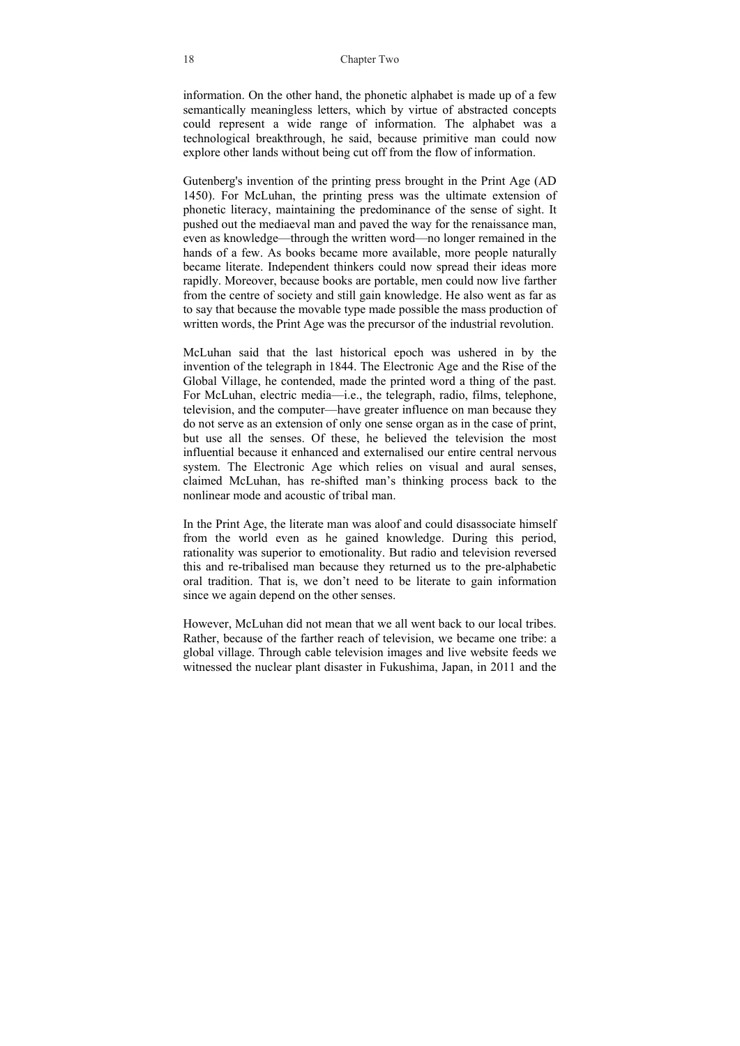information. On the other hand, the phonetic alphabet is made up of a few semantically meaningless letters, which by virtue of abstracted concepts could represent a wide range of information. The alphabet was a technological breakthrough, he said, because primitive man could now explore other lands without being cut off from the flow of information.

Gutenberg's invention of the printing press brought in the Print Age (AD 1450). For McLuhan, the printing press was the ultimate extension of phonetic literacy, maintaining the predominance of the sense of sight. It pushed out the mediaeval man and paved the way for the renaissance man, even as knowledge—through the written word—no longer remained in the hands of a few. As books became more available, more people naturally became literate. Independent thinkers could now spread their ideas more rapidly. Moreover, because books are portable, men could now live farther from the centre of society and still gain knowledge. He also went as far as to say that because the movable type made possible the mass production of written words, the Print Age was the precursor of the industrial revolution.

McLuhan said that the last historical epoch was ushered in by the invention of the telegraph in 1844. The Electronic Age and the Rise of the Global Village, he contended, made the printed word a thing of the past. For McLuhan, electric media—i.e., the telegraph, radio, films, telephone, television, and the computer—have greater influence on man because they do not serve as an extension of only one sense organ as in the case of print, but use all the senses. Of these, he believed the television the most influential because it enhanced and externalised our entire central nervous system. The Electronic Age which relies on visual and aural senses, claimed McLuhan, has re-shifted man's thinking process back to the nonlinear mode and acoustic of tribal man.

In the Print Age, the literate man was aloof and could disassociate himself from the world even as he gained knowledge. During this period, rationality was superior to emotionality. But radio and television reversed this and re-tribalised man because they returned us to the pre-alphabetic oral tradition. That is, we don't need to be literate to gain information since we again depend on the other senses.

However, McLuhan did not mean that we all went back to our local tribes. Rather, because of the farther reach of television, we became one tribe: a global village. Through cable television images and live website feeds we witnessed the nuclear plant disaster in Fukushima, Japan, in 2011 and the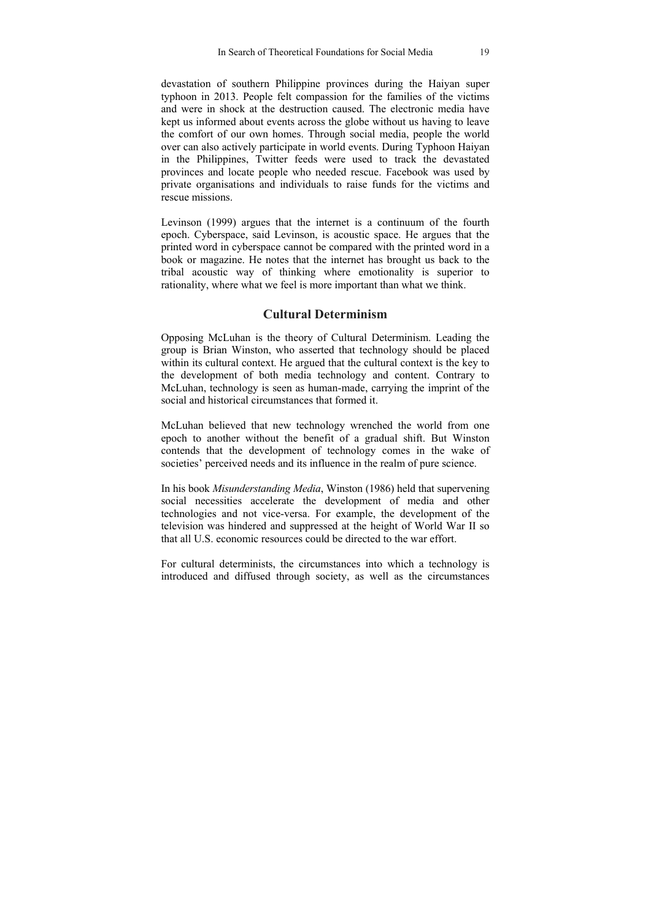devastation of southern Philippine provinces during the Haiyan super typhoon in 2013. People felt compassion for the families of the victims and were in shock at the destruction caused. The electronic media have kept us informed about events across the globe without us having to leave the comfort of our own homes. Through social media, people the world over can also actively participate in world events. During Typhoon Haiyan in the Philippines, Twitter feeds were used to track the devastated provinces and locate people who needed rescue. Facebook was used by private organisations and individuals to raise funds for the victims and rescue missions.

Levinson (1999) argues that the internet is a continuum of the fourth epoch. Cyberspace, said Levinson, is acoustic space. He argues that the printed word in cyberspace cannot be compared with the printed word in a book or magazine. He notes that the internet has brought us back to the tribal acoustic way of thinking where emotionality is superior to rationality, where what we feel is more important than what we think.

## Cultural Determinism

Opposing McLuhan is the theory of Cultural Determinism. Leading the group is Brian Winston, who asserted that technology should be placed within its cultural context. He argued that the cultural context is the key to the development of both media technology and content. Contrary to McLuhan, technology is seen as human-made, carrying the imprint of the social and historical circumstances that formed it.

McLuhan believed that new technology wrenched the world from one epoch to another without the benefit of a gradual shift. But Winston contends that the development of technology comes in the wake of societies' perceived needs and its influence in the realm of pure science.

In his book *Misunderstanding Media*, Winston (1986) held that supervening social necessities accelerate the development of media and other technologies and not vice-versa. For example, the development of the television was hindered and suppressed at the height of World War II so that all U.S. economic resources could be directed to the war effort.

For cultural determinists, the circumstances into which a technology is introduced and diffused through society, as well as the circumstances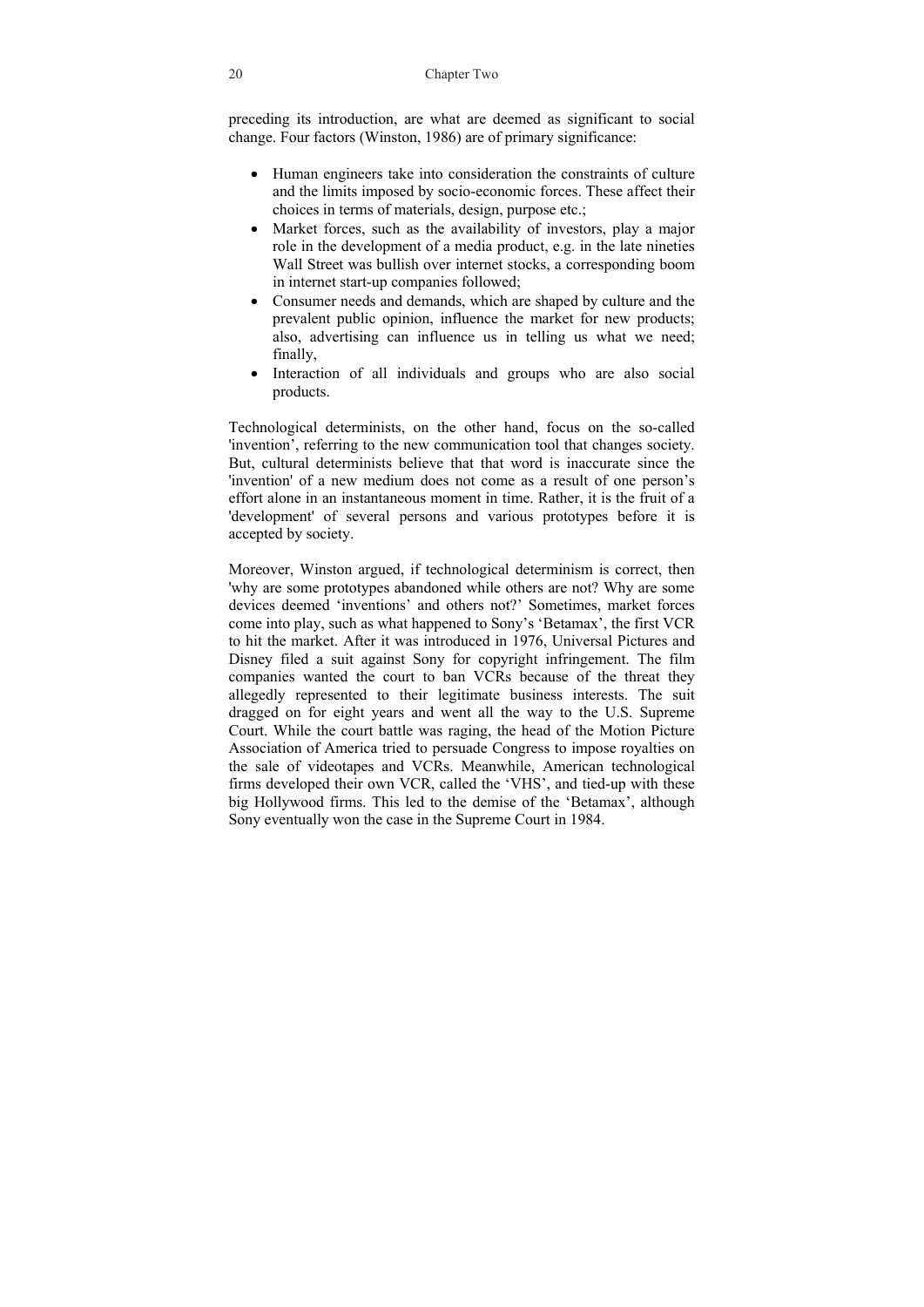preceding its introduction, are what are deemed as significant to social change. Four factors (Winston, 1986) are of primary significance:

- Human engineers take into consideration the constraints of culture and the limits imposed by socio-economic forces. These affect their choices in terms of materials, design, purpose etc.;
- Market forces, such as the availability of investors, play a major role in the development of a media product, e.g. in the late nineties Wall Street was bullish over internet stocks, a corresponding boom in internet start-up companies followed;
- Consumer needs and demands, which are shaped by culture and the prevalent public opinion, influence the market for new products; also, advertising can influence us in telling us what we need; finally,
- Interaction of all individuals and groups who are also social products.

Technological determinists, on the other hand, focus on the so-called 'invention', referring to the new communication tool that changes society. But, cultural determinists believe that that word is inaccurate since the 'invention' of a new medium does not come as a result of one person's effort alone in an instantaneous moment in time. Rather, it is the fruit of a 'development' of several persons and various prototypes before it is accepted by society.

Moreover, Winston argued, if technological determinism is correct, then 'why are some prototypes abandoned while others are not? Why are some devices deemed 'inventions' and others not?' Sometimes, market forces come into play, such as what happened to Sony's 'Betamax', the first VCR to hit the market. After it was introduced in 1976, Universal Pictures and Disney filed a suit against Sony for copyright infringement. The film companies wanted the court to ban VCRs because of the threat they allegedly represented to their legitimate business interests. The suit dragged on for eight years and went all the way to the U.S. Supreme Court. While the court battle was raging, the head of the Motion Picture Association of America tried to persuade Congress to impose royalties on the sale of videotapes and VCRs. Meanwhile, American technological firms developed their own VCR, called the 'VHS', and tied-up with these big Hollywood firms. This led to the demise of the 'Betamax', although Sony eventually won the case in the Supreme Court in 1984.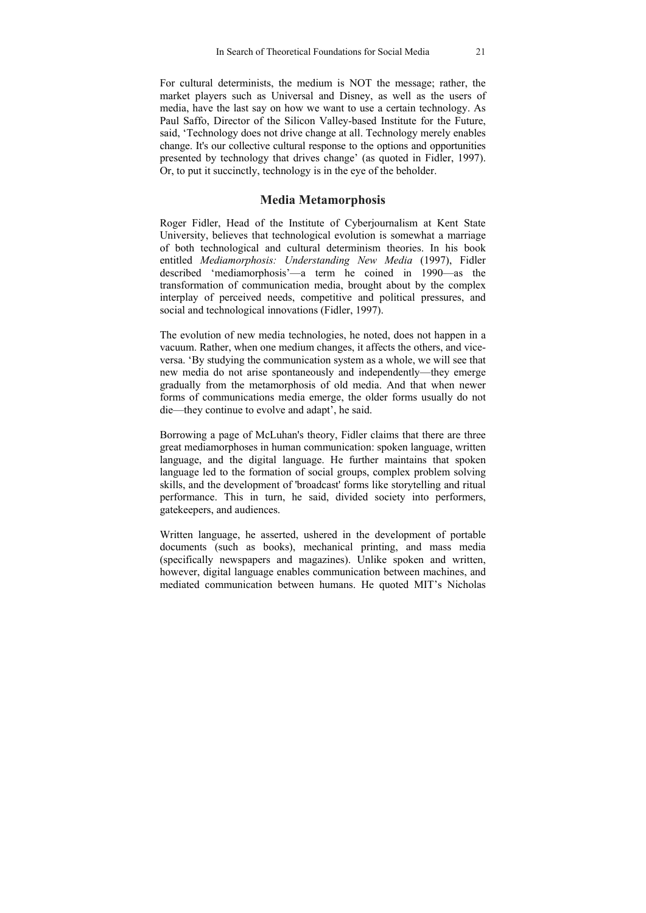For cultural determinists, the medium is NOT the message; rather, the market players such as Universal and Disney, as well as the users of media, have the last say on how we want to use a certain technology. As Paul Saffo, Director of the Silicon Valley-based Institute for the Future, said, 'Technology does not drive change at all. Technology merely enables change. It's our collective cultural response to the options and opportunities presented by technology that drives change' (as quoted in Fidler, 1997). Or, to put it succinctly, technology is in the eye of the beholder.

## Media Metamorphosis

Roger Fidler, Head of the Institute of Cyberjournalism at Kent State University, believes that technological evolution is somewhat a marriage of both technological and cultural determinism theories. In his book entitled *Mediamorphosis: Understanding New Media* (1997), Fidler described 'mediamorphosis'—a term he coined in 1990—as the transformation of communication media, brought about by the complex interplay of perceived needs, competitive and political pressures, and social and technological innovations (Fidler, 1997).

The evolution of new media technologies, he noted, does not happen in a vacuum. Rather, when one medium changes, it affects the others, and vice-versa. 'By studying the communication system as a whole, we will see that new media do not arise spontaneously and independently—they emerge gradually from the metamorphosis of old media. And that when newer forms of communications media emerge, the older forms usually do not die—they continue to evolve and adapt', he said.

Borrowing a page of McLuhan's theory, Fidler claims that there are three great mediamorphoses in human communication: spoken language, written language, and the digital language. He further maintains that spoken language led to the formation of social groups, complex problem solving skills, and the development of 'broadcast' forms like storytelling and ritual performance. This in turn, he said, divided society into performers, gatekeepers, and audiences.

Written language, he asserted, ushered in the development of portable documents (such as books), mechanical printing, and mass media (specifically newspapers and magazines). Unlike spoken and written, however, digital language enables communication between machines, and mediated communication between humans. He quoted MIT's Nicholas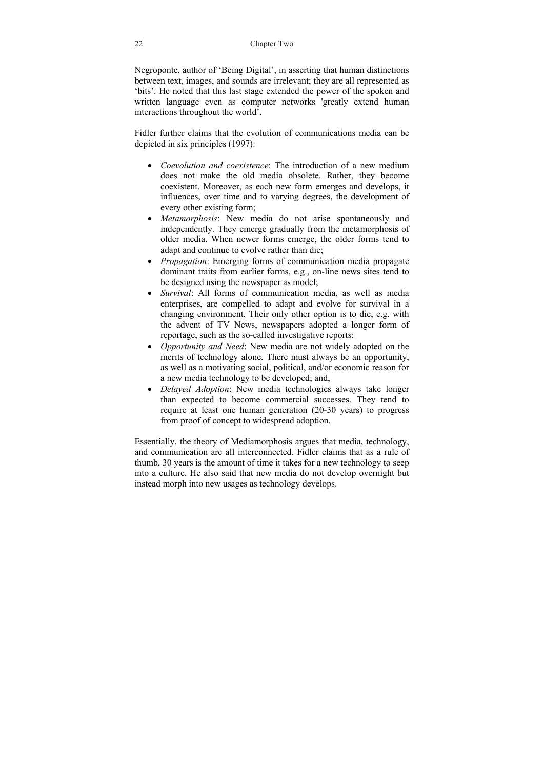Negroponte, author of 'Being Digital', in asserting that human distinctions between text, images, and sounds are irrelevant; they are all represented as 'bits'. He noted that this last stage extended the power of the spoken and written language even as computer networks 'greatly extend human interactions throughout the world'.

Fidler further claims that the evolution of communications media can be depicted in six principles (1997):

- *Coevolution and coexistence*: The introduction of a new medium does not make the old media obsolete. Rather, they become coexistent. Moreover, as each new form emerges and develops, it influences, over time and to varying degrees, the development of every other existing form;
- *Metamorphosis*: New media do not arise spontaneously and independently. They emerge gradually from the metamorphosis of older media. When newer forms emerge, the older forms tend to adapt and continue to evolve rather than die;
- *Propagation*: Emerging forms of communication media propagate dominant traits from earlier forms, e.g., on-line news sites tend to be designed using the newspaper as model;
- *Survival*: All forms of communication media, as well as media enterprises, are compelled to adapt and evolve for survival in a changing environment. Their only other option is to die, e.g. with the advent of TV News, newspapers adopted a longer form of reportage, such as the so-called investigative reports;
- *Opportunity and Need*: New media are not widely adopted on the merits of technology alone. There must always be an opportunity, as well as a motivating social, political, and/or economic reason for a new media technology to be developed; and,
- *Delayed Adoption*: New media technologies always take longer than expected to become commercial successes. They tend to require at least one human generation (20-30 years) to progress from proof of concept to widespread adoption.

Essentially, the theory of Mediamorphosis argues that media, technology, and communication are all interconnected. Fidler claims that as a rule of thumb, 30 years is the amount of time it takes for a new technology to seep into a culture. He also said that new media do not develop overnight but instead morph into new usages as technology develops.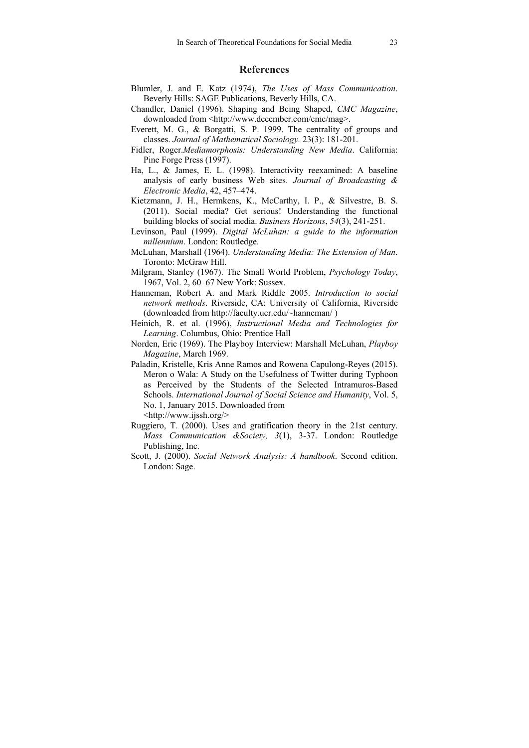## References

Blumler, J. and E. Katz (1974), *The Uses of Mass Communication*. Beverly Hills: SAGE Publications, Beverly Hills, CA.

Chandler, Daniel (1996). Shaping and Being Shaped, *CMC Magazine*, downloaded from <http://www.december.com/cmc/mag>.

Everett, M. G., & Borgatti, S. P. 1999. The centrality of groups and classes. *Journal of Mathematical Sociology.* 23(3): 181-201.

Fidler, Roger.*Mediamorphosis: Understanding New Media*. California: Pine Forge Press (1997).

Ha, L., & James, E. L. (1998). Interactivity reexamined: A baseline analysis of early business Web sites. *Journal of Broadcasting & Electronic Media*, 42, 457–474.

Kietzmann, J. H., Hermkens, K., McCarthy, I. P., & Silvestre, B. S. (2011). Social media? Get serious! Understanding the functional building blocks of social media. *Business Horizons*, *54*(3), 241-251.

Levinson, Paul (1999). *Digital McLuhan: a guide to the information millennium*. London: Routledge.

McLuhan, Marshall (1964). *Understanding Media: The Extension of Man*. Toronto: McGraw Hill.

Milgram, Stanley (1967). The Small World Problem, *Psychology Today*, 1967, Vol. 2, 60–67 New York: Sussex.

Hanneman, Robert A. and Mark Riddle 2005. *Introduction to social network methods*. Riverside, CA: University of California, Riverside (downloaded from http://faculty.ucr.edu/~hanneman/ )

Heinich, R. et al. (1996), *Instructional Media and Technologies for Learning*. Columbus, Ohio: Prentice Hall

Norden, Eric (1969). The Playboy Interview: Marshall McLuhan, *Playboy Magazine*, March 1969.

Paladin, Kristelle, Kris Anne Ramos and Rowena Capulong-Reyes (2015). Meron o Wala: A Study on the Usefulness of Twitter during Typhoon as Perceived by the Students of the Selected Intramuros-Based Schools. *International Journal of Social Science and Humanity*, Vol. 5, No. 1, January 2015. Downloaded from <http://www.ijssh.org/>

Ruggiero, T. (2000). Uses and gratification theory in the 21st century. *Mass Communication &Society, 3*(1), 3-37. London: Routledge Publishing, Inc.

Scott, J. (2000). *Social Network Analysis: A handbook*. Second edition. London: Sage.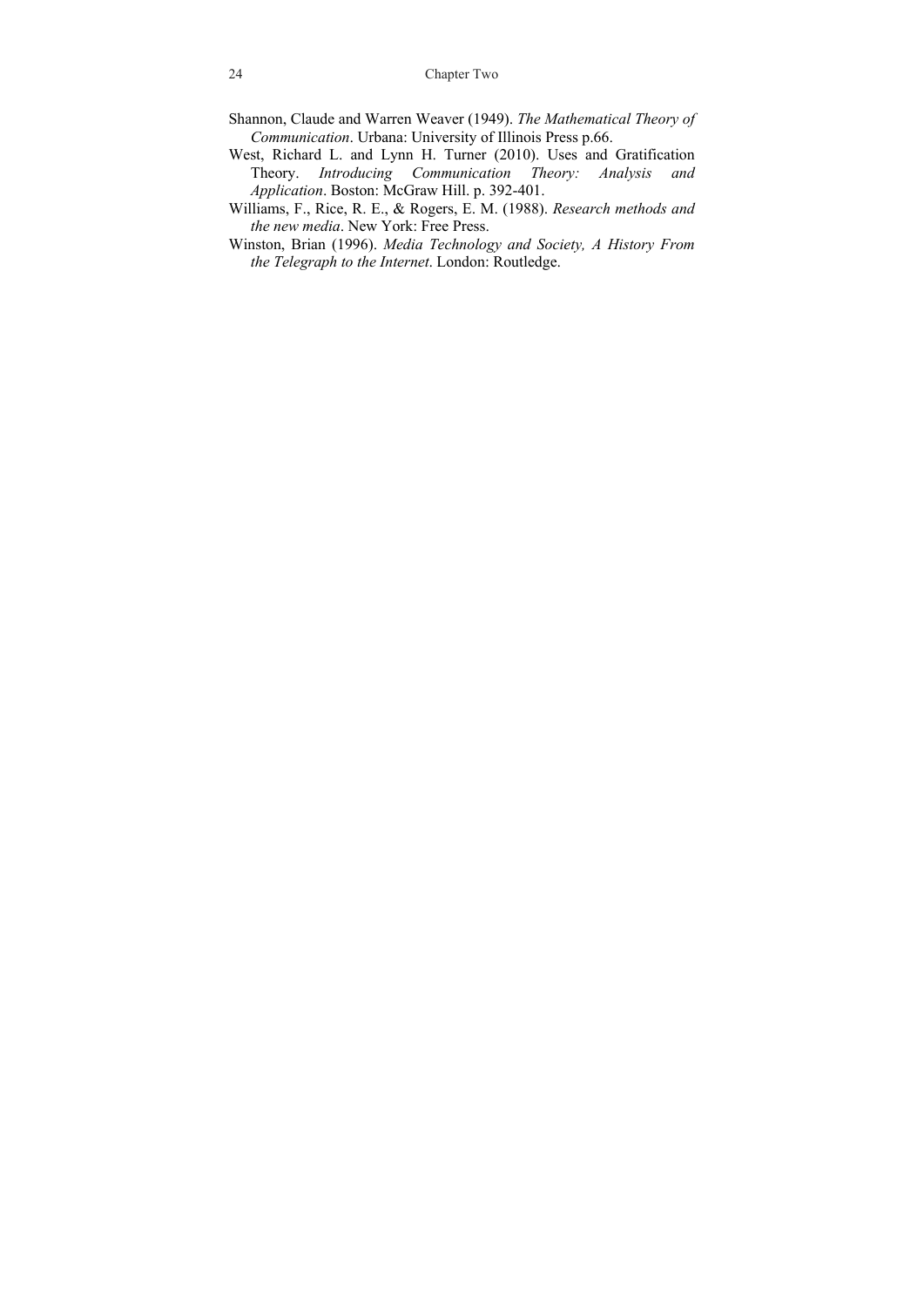Shannon, Claude and Warren Weaver (1949). *The Mathematical Theory of Communication*. Urbana: University of Illinois Press p.66.

West, Richard L. and Lynn H. Turner (2010). Uses and Gratification Theory. *Introducing Communication Theory: Analysis and Application*. Boston: McGraw Hill. p. 392-401.

Williams, F., Rice, R. E., & Rogers, E. M. (1988). *Research methods and the new media*. New York: Free Press.

Winston, Brian (1996). *Media Technology and Society, A History From the Telegraph to the Internet*. London: Routledge.